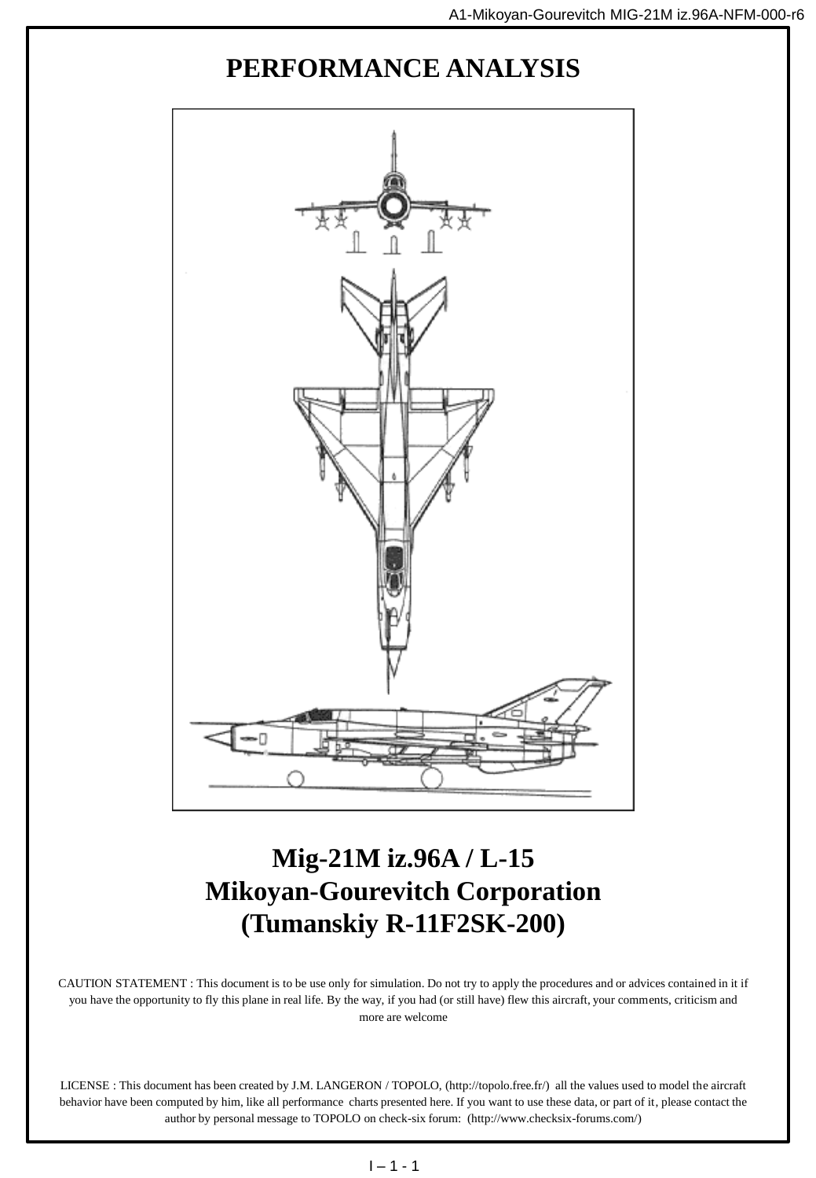# PERFORMANCE ANALYSIS

## Mig-21M iz.96A / L-15
## Mikoyan-Gourevitch Corporation
## (Tumanskiy R-11F2SK-200)

CAUTION STATEMENT : This document is to be use only for simulation. Do not try to apply the procedures and or advices contained in it if you have the opportunity to fly this plane in real life. By the way, if you had (or still have) flew this aircraft, your comments, criticism and more are welcome

LICENSE : This document has been created by J.M. LANGERON / TOPOLO, (http://topolo.free.fr/) all the values used to model the aircraft behavior have been computed by him, like all performance charts presented here. If you want to use these data, or part of it, please contact the author by personal message to TOPOLO on check-six forum: (http://www.checksix-forums.com/)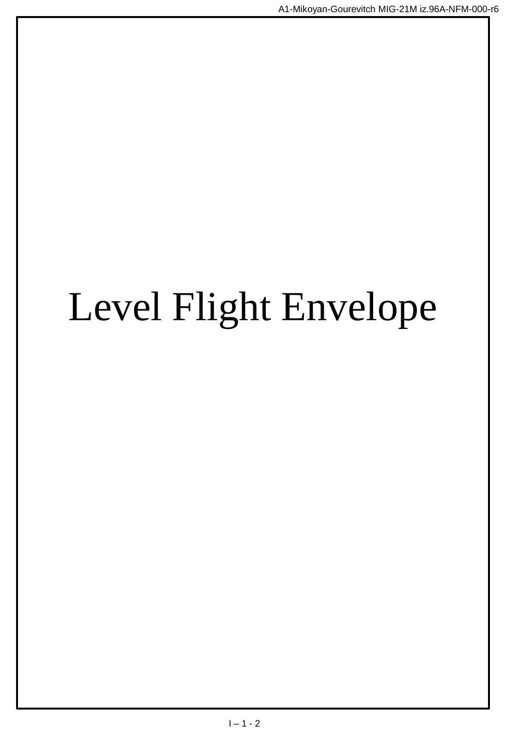# Level Flight Envelope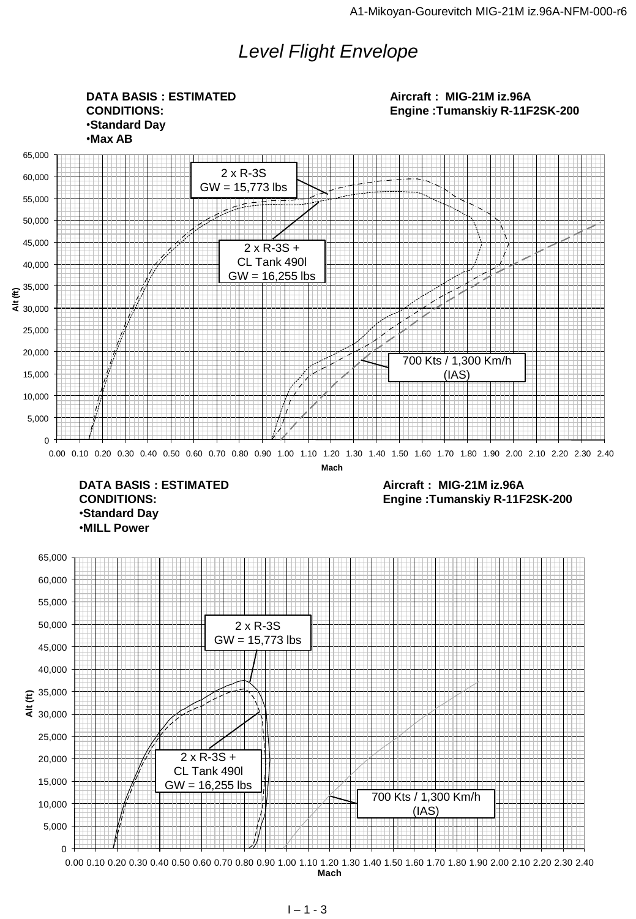# *Level Flight Envelope*

**DATA BASIS : ESTIMATED**
**CONDITIONS:**
- **Standard Day**
- **Max AB**

**Aircraft : MIG-21M iz.96A**
**Engine :Tumanskiy R-11F2SK-200**

2 x R-3S
GW = 15,773 lbs

2 x R-3S +
CL Tank 490l
GW = 16,255 lbs

700 Kts / 1,300 Km/h
(IAS)

Alt (ft)

Mach

**DATA BASIS : ESTIMATED**
**CONDITIONS:**
- **Standard Day**
- **MILL Power**

**Aircraft : MIG-21M iz.96A**
**Engine :Tumanskiy R-11F2SK-200**

2 x R-3S
GW = 15,773 lbs

2 x R-3S +
CL Tank 490l
GW = 16,255 lbs

700 Kts / 1,300 Km/h
(IAS)

Alt (ft)

Mach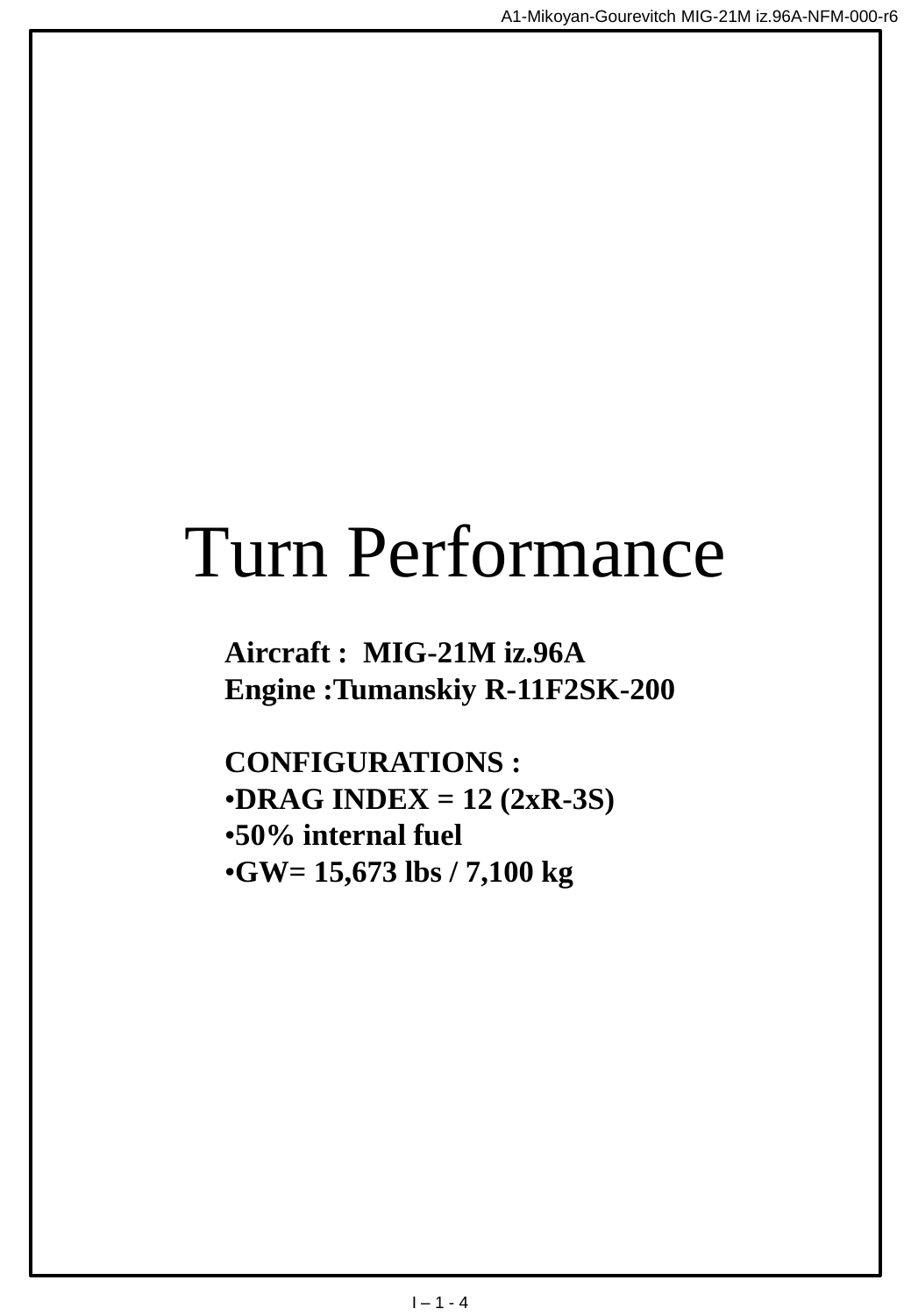# Turn Performance

**Aircraft : MIG-21M iz.96A**
**Engine :Tumanskiy R-11F2SK-200**

**CONFIGURATIONS :**

- **DRAG INDEX = 12 (2xR-3S)**
- **50% internal fuel**
- **GW= 15,673 lbs / 7,100 kg**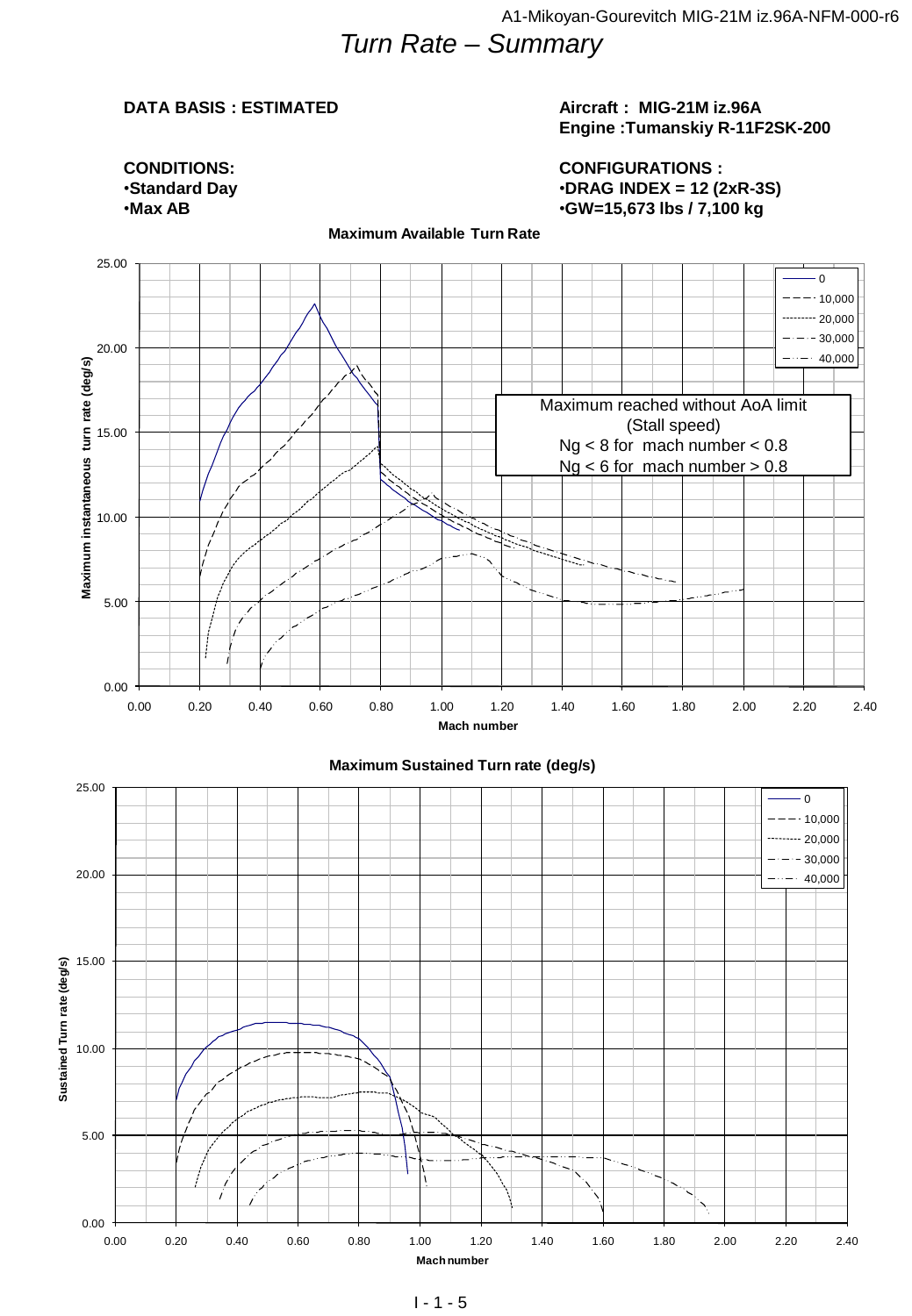# *Turn Rate – Summary*

**DATA BASIS : ESTIMATED**

**Aircraft : MIG-21M iz.96A**
**Engine :Tumanskiy R-11F2SK-200**

**CONDITIONS:**
- **Standard Day**
- **Max AB**

**CONFIGURATIONS :**
- **DRAG INDEX = 12 (2xR-3S)**
- **GW=15,673 lbs / 7,100 kg**

**Maximum Available Turn Rate**

Maximum reached without AoA limit
(Stall speed)
Ng < 8 for mach number < 0.8
Ng < 6 for mach number > 0.8

**Maximum Sustained Turn rate (deg/s)**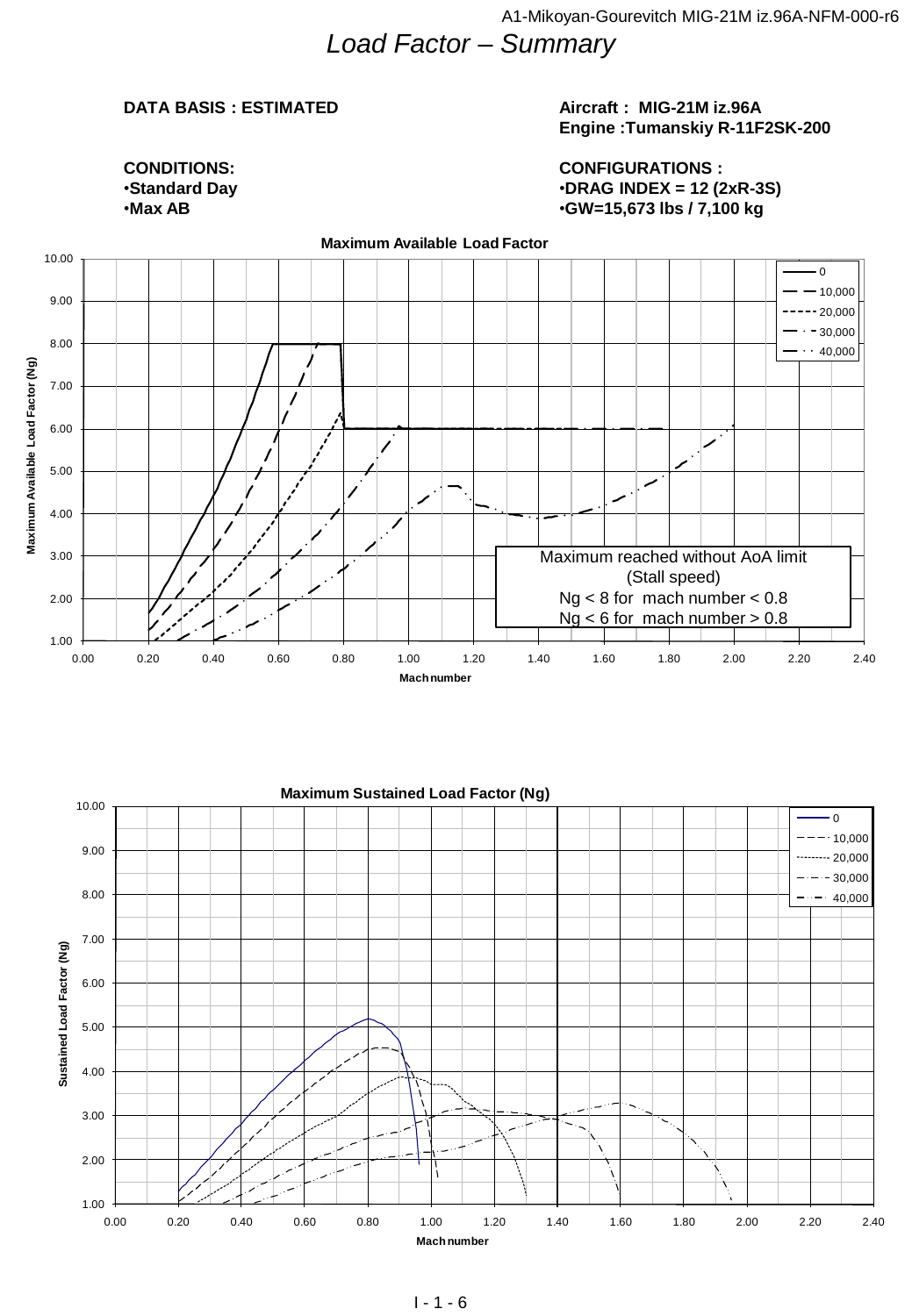# Load Factor – Summary

**DATA BASIS : ESTIMATED**

**Aircraft : MIG-21M iz.96A**
**Engine :Tumanskiy R-11F2SK-200**

**CONDITIONS:**
- **Standard Day**
- **Max AB**

**CONFIGURATIONS :**
- **DRAG INDEX = 12 (2xR-3S)**
- **GW=15,673 lbs / 7,100 kg**

**Maximum Available Load Factor**

Legend: 0, 10,000, 20,000, 30,000, 40,000

Y-axis: Maximum Available Load Factor (Ng) — 1.00 to 10.00
X-axis: Mach number — 0.00 to 2.40

Maximum reached without AoA limit
(Stall speed)
Ng < 8 for mach number < 0.8
Ng < 6 for mach number > 0.8

**Maximum Sustained Load Factor (Ng)**

Legend: 0, 10,000, 20,000, 30,000, 40,000

Y-axis: Sustained Load Factor (Ng) — 1.00 to 10.00
X-axis: Mach number — 0.00 to 2.40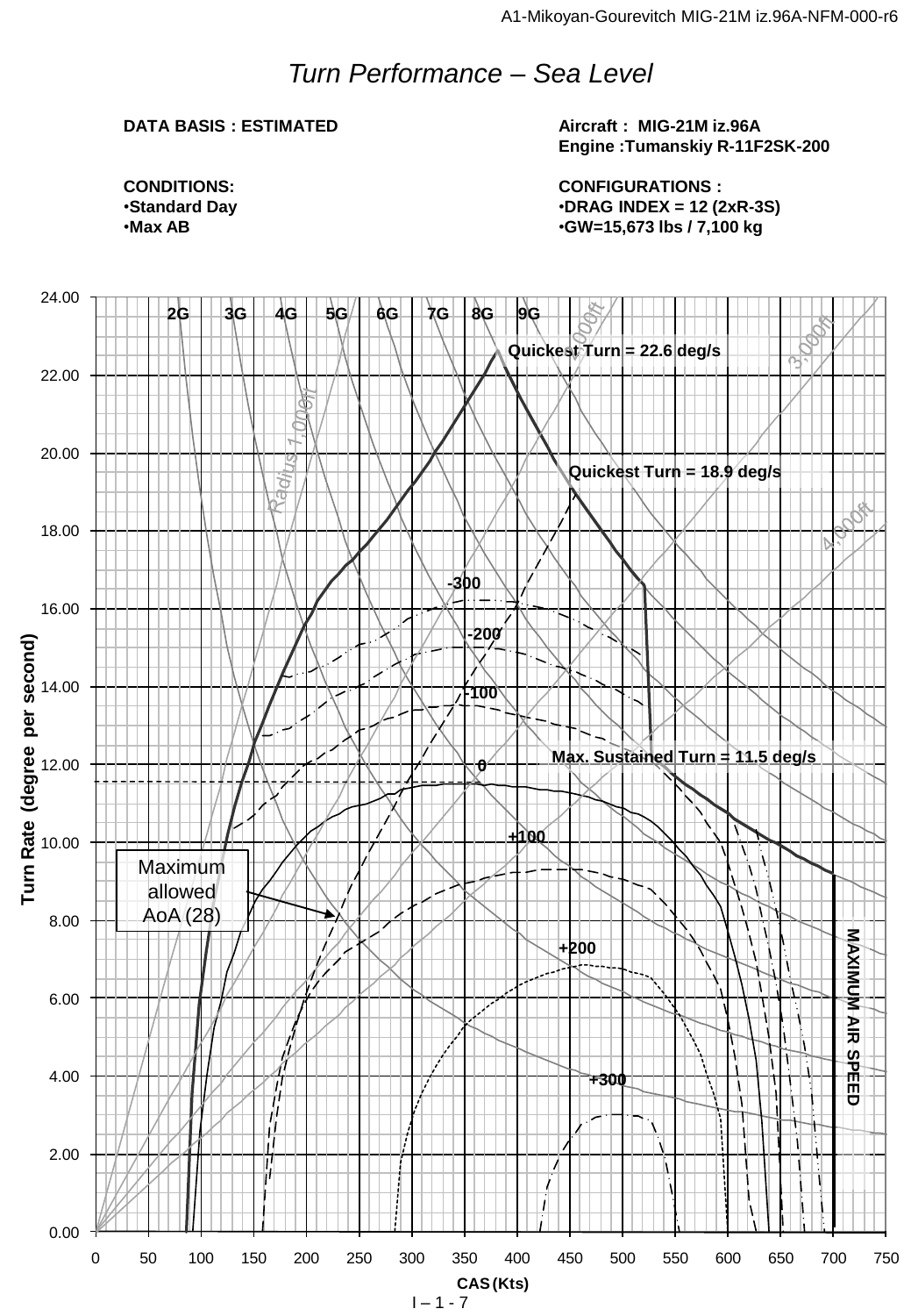# *Turn Performance – Sea Level*

**DATA BASIS : ESTIMATED**

**Aircraft : MIG-21M iz.96A**
**Engine :Tumanskiy R-11F2SK-200**

**CONDITIONS:**
- **Standard Day**
- **Max AB**

**CONFIGURATIONS :**
- **DRAG INDEX = 12 (2xR-3S)**
- **GW=15,673 lbs / 7,100 kg**

Turn Rate (degree per second)

2G 3G 4G 5G 6G 7G 8G 9G

Radius 1,000ft 2,000ft 3,000ft 4,000ft

Quickest Turn = 22.6 deg/s

Quickest Turn = 18.9 deg/s

Max. Sustained Turn = 11.5 deg/s

-300 -200 -100 0 +100 +200 +300

Maximum allowed AoA (28)

MAXIMUM AIR SPEED

CAS (Kts)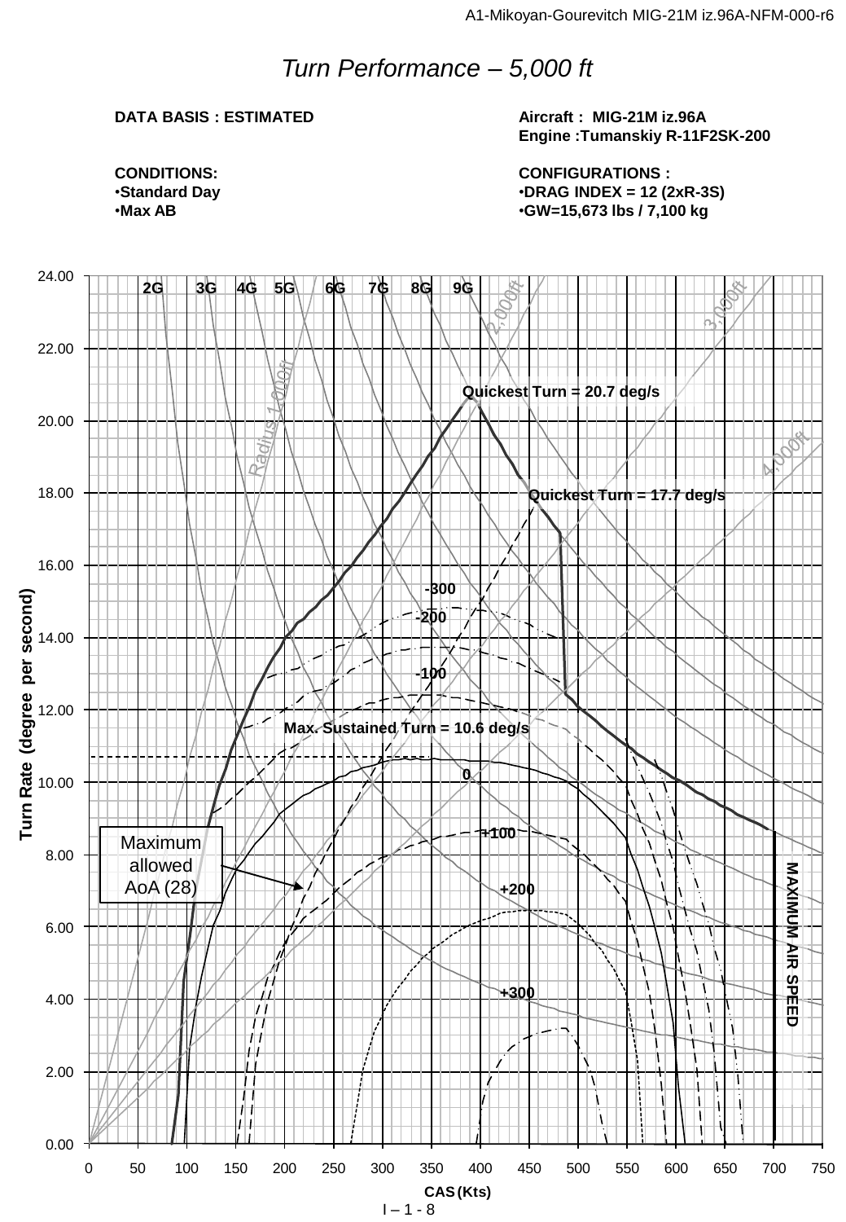# *Turn Performance – 5,000 ft*

**DATA BASIS : ESTIMATED**

**Aircraft : MIG-21M iz.96A**
**Engine :Tumanskiy R-11F2SK-200**

**CONDITIONS:**
- **Standard Day**
- **Max AB**

**CONFIGURATIONS :**
- **DRAG INDEX = 12 (2xR-3S)**
- **GW=15,673 lbs / 7,100 kg**

2G 3G 4G 5G 6G 7G 8G 9G

Radius 1,000ft 2,000ft 3,000ft 4,000ft

Quickest Turn = 20.7 deg/s

Quickest Turn = 17.7 deg/s

Max. Sustained Turn = 10.6 deg/s

-300 -200 -100 0 +100 +200 +300

Maximum allowed AoA (28)

MAXIMUM AIR SPEED

Turn Rate (degree per second)

CAS (Kts)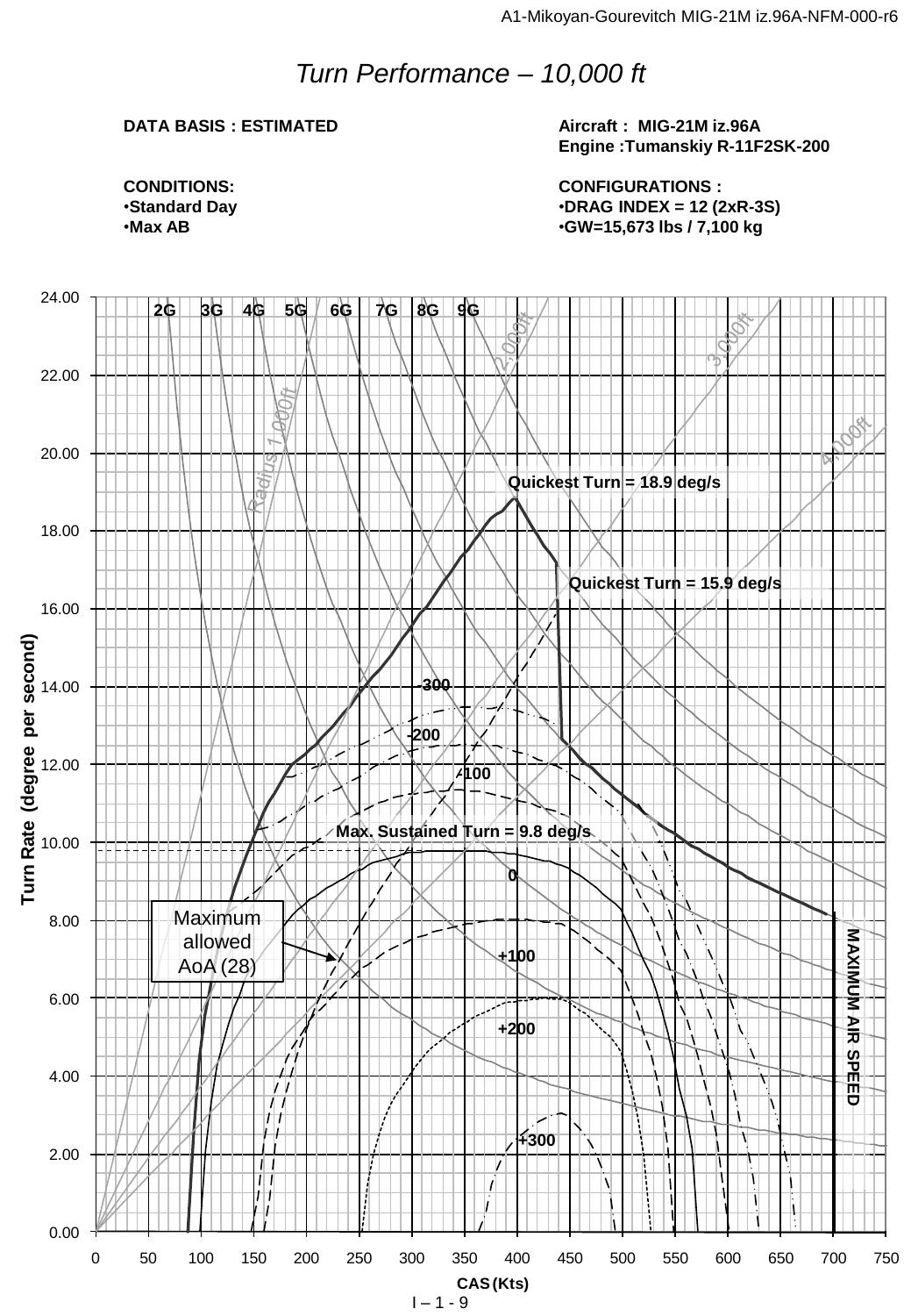# *Turn Performance – 10,000 ft*

**DATA BASIS : ESTIMATED**

**Aircraft : MIG-21M iz.96A**
**Engine :Tumanskiy R-11F2SK-200**

**CONDITIONS:**
- **Standard Day**
- **Max AB**

**CONFIGURATIONS :**
- **DRAG INDEX = 12 (2xR-3S)**
- **GW=15,673 lbs / 7,100 kg**

2G 3G 4G 5G 6G 7G 8G 9G

Radius 1,000ft 2,000ft 3,000ft 4,000ft

**Quickest Turn = 18.9 deg/s**

**Quickest Turn = 15.9 deg/s**

**Max. Sustained Turn = 9.8 deg/s**

-300 -200 -100 0 +100 +200 +300

Maximum allowed AoA (28)

**MAXIMUM AIR SPEED**

**Turn Rate (degree per second)**

**CAS (Kts)**

I – 1 - 9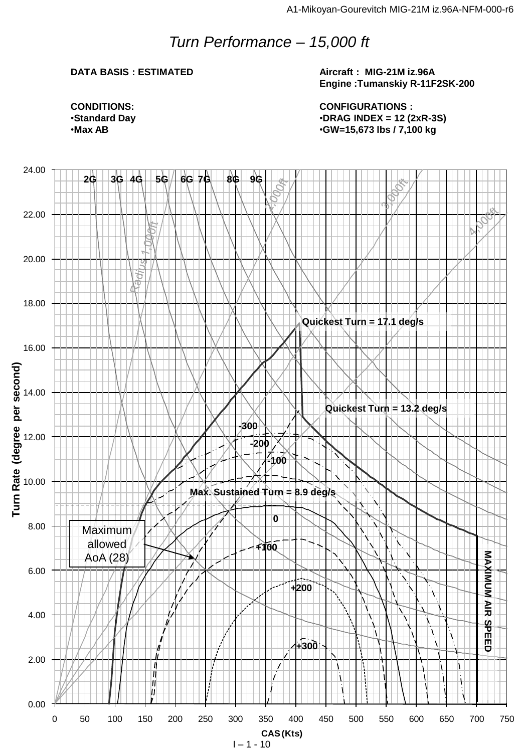# *Turn Performance – 15,000 ft*

**DATA BASIS : ESTIMATED**

**Aircraft : MIG-21M iz.96A**
**Engine :Tumanskiy R-11F2SK-200**

**CONDITIONS:**
- **Standard Day**
- **Max AB**

**CONFIGURATIONS :**
- **DRAG INDEX = 12 (2xR-3S)**
- **GW=15,673 lbs / 7,100 kg**

2G 3G 4G 5G 6G 7G 8G 9G

Radius 1,000ft 2,000ft 3,000ft 4,000ft

Quickest Turn = 17.1 deg/s

Quickest Turn = 13.2 deg/s

-300

-200

-100

Max. Sustained Turn = 8.9 deg/s

0

+100

+200

+300

Maximum allowed AoA (28)

MAXIMUM AIR SPEED

Turn Rate (degree per second)

CAS (Kts)

I – 1 - 10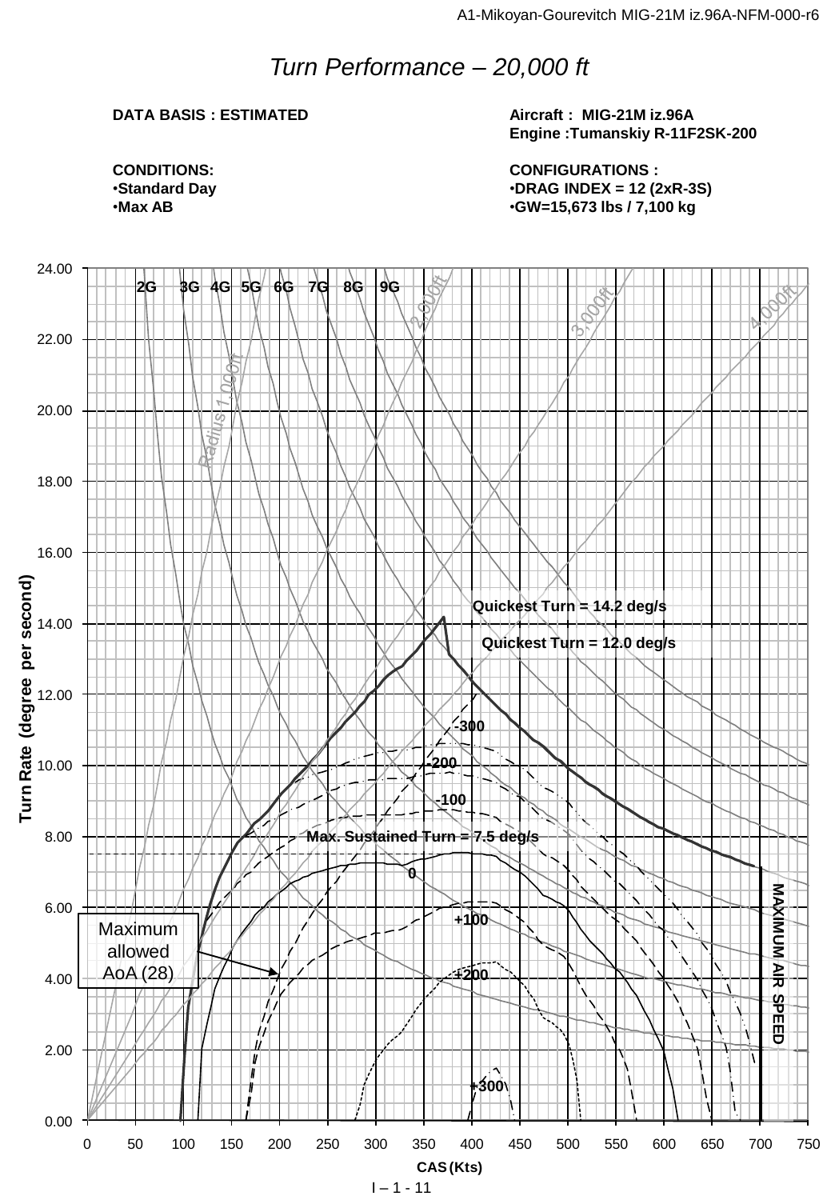# *Turn Performance – 20,000 ft*

**DATA BASIS : ESTIMATED**

**Aircraft : MIG-21M iz.96A**
**Engine :Tumanskiy R-11F2SK-200**

**CONDITIONS:**
- **Standard Day**
- **Max AB**

**CONFIGURATIONS :**
- **DRAG INDEX = 12 (2xR-3S)**
- **GW=15,673 lbs / 7,100 kg**

Turn Rate (degree per second)

2G 3G 4G 5G 6G 7G 8G 9G

Radius 1,000ft 2,000ft 3,000ft 4,000ft

Quickest Turn = 14.2 deg/s

Quickest Turn = 12.0 deg/s

-300

-200

-100

Max. Sustained Turn = 7.5 deg/s

0

+100

+200

+300

Maximum allowed AoA (28)

MAXIMUM AIR SPEED

CAS (Kts)

I – 1 - 11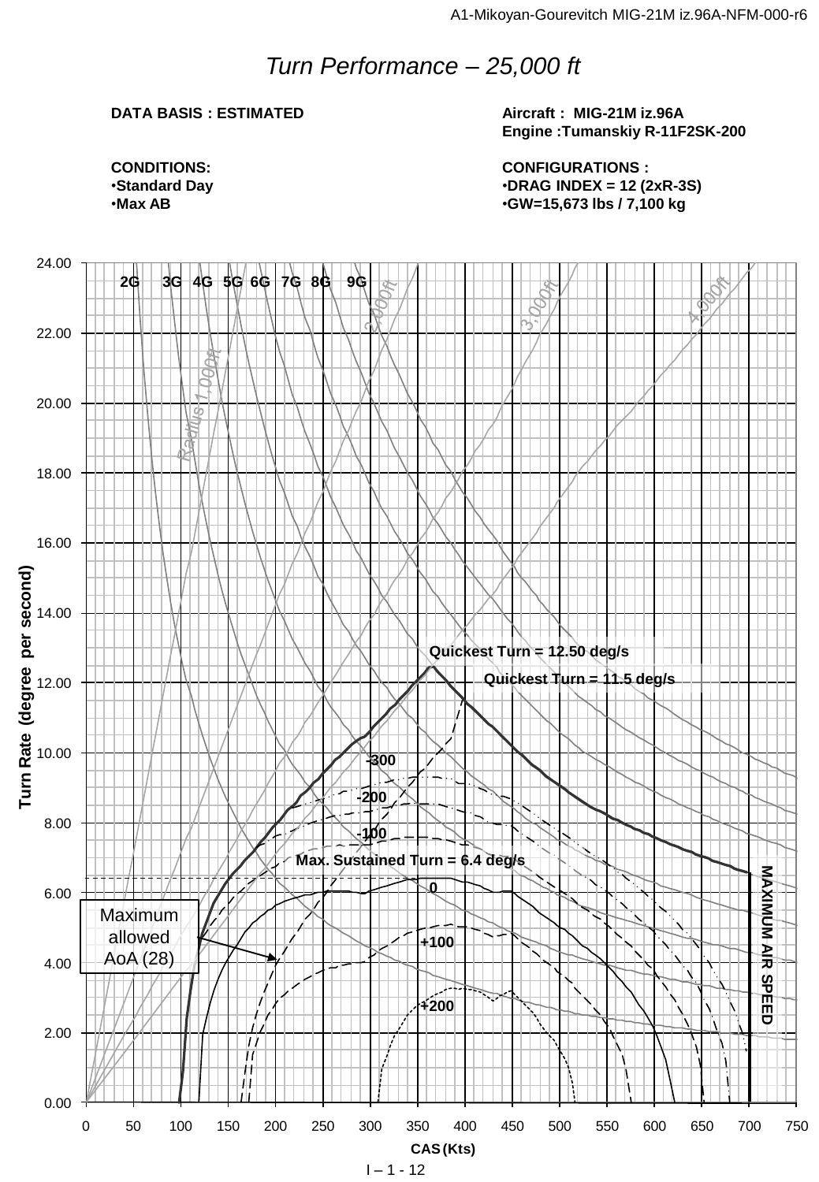# *Turn Performance – 25,000 ft*

**DATA BASIS : ESTIMATED**

**CONDITIONS:**
- **Standard Day**
- **Max AB**

**Aircraft : MIG-21M iz.96A**
**Engine :Tumanskiy R-11F2SK-200**

**CONFIGURATIONS :**
- **DRAG INDEX = 12 (2xR-3S)**
- **GW=15,673 lbs / 7,100 kg**

Turn Rate (degree per second)

CAS (Kts)

2G 3G 4G 5G 6G 7G 8G 9G

Radius 1,000ft 2,000ft 3,000ft 4,000ft

Quickest Turn = 12.50 deg/s

Quickest Turn = 11.5 deg/s

-300

-200

-100

Max. Sustained Turn = 6.4 deg/s

0

+100

+200

Maximum allowed AoA (28)

MAXIMUM AIR SPEED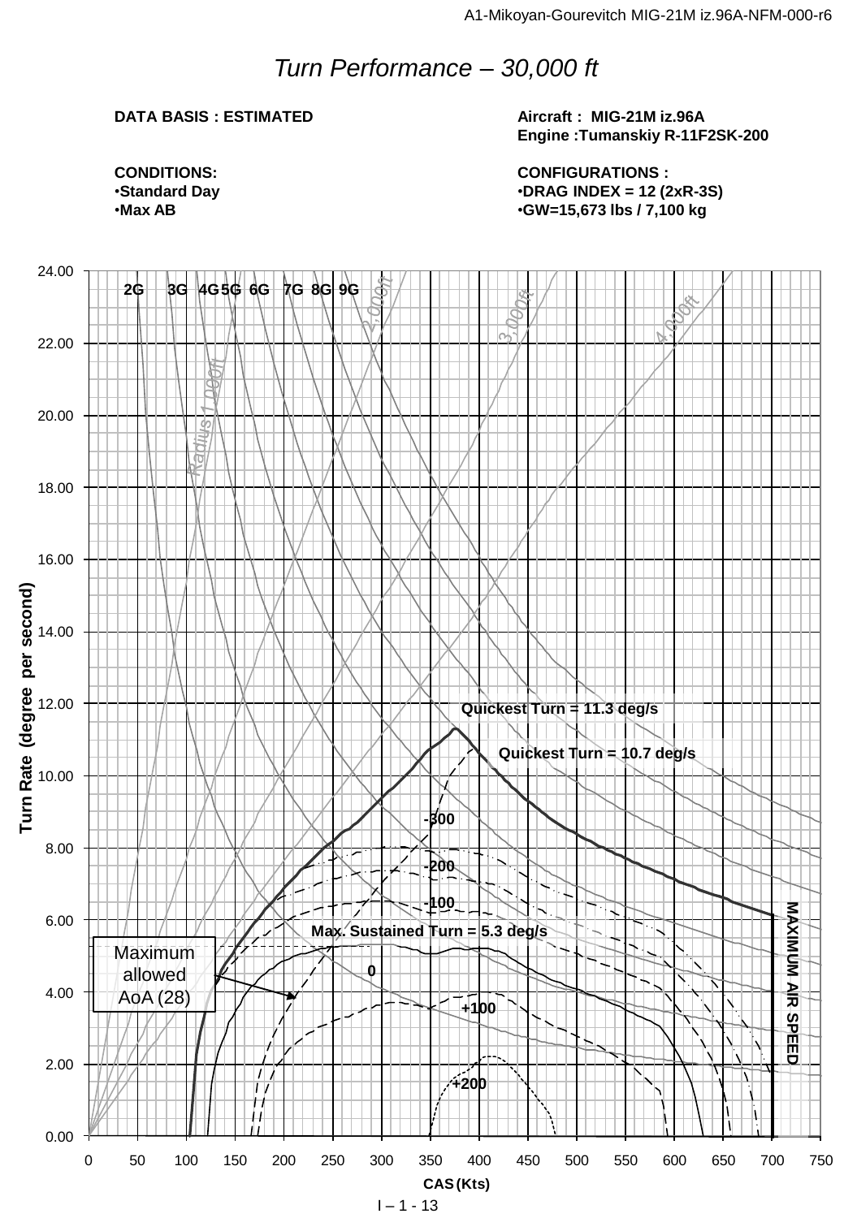# *Turn Performance – 30,000 ft*

**DATA BASIS : ESTIMATED**

**CONDITIONS:**
- **Standard Day**
- **Max AB**

**Aircraft : MIG-21M iz.96A**
**Engine :Tumanskiy R-11F2SK-200**

**CONFIGURATIONS :**
- **DRAG INDEX = 12 (2xR-3S)**
- **GW=15,673 lbs / 7,100 kg**

Turn Rate (degree per second)

2G 3G 4G 5G 6G 7G 8G 9G

Radius 1,000ft 2,000ft 3,000ft 4,000ft

Quickest Turn = 11.3 deg/s

Quickest Turn = 10.7 deg/s

-300

-200

-100

Max. Sustained Turn = 5.3 deg/s

0

+100

+200

Maximum allowed AoA (28)

MAXIMUM AIR SPEED

CAS (Kts)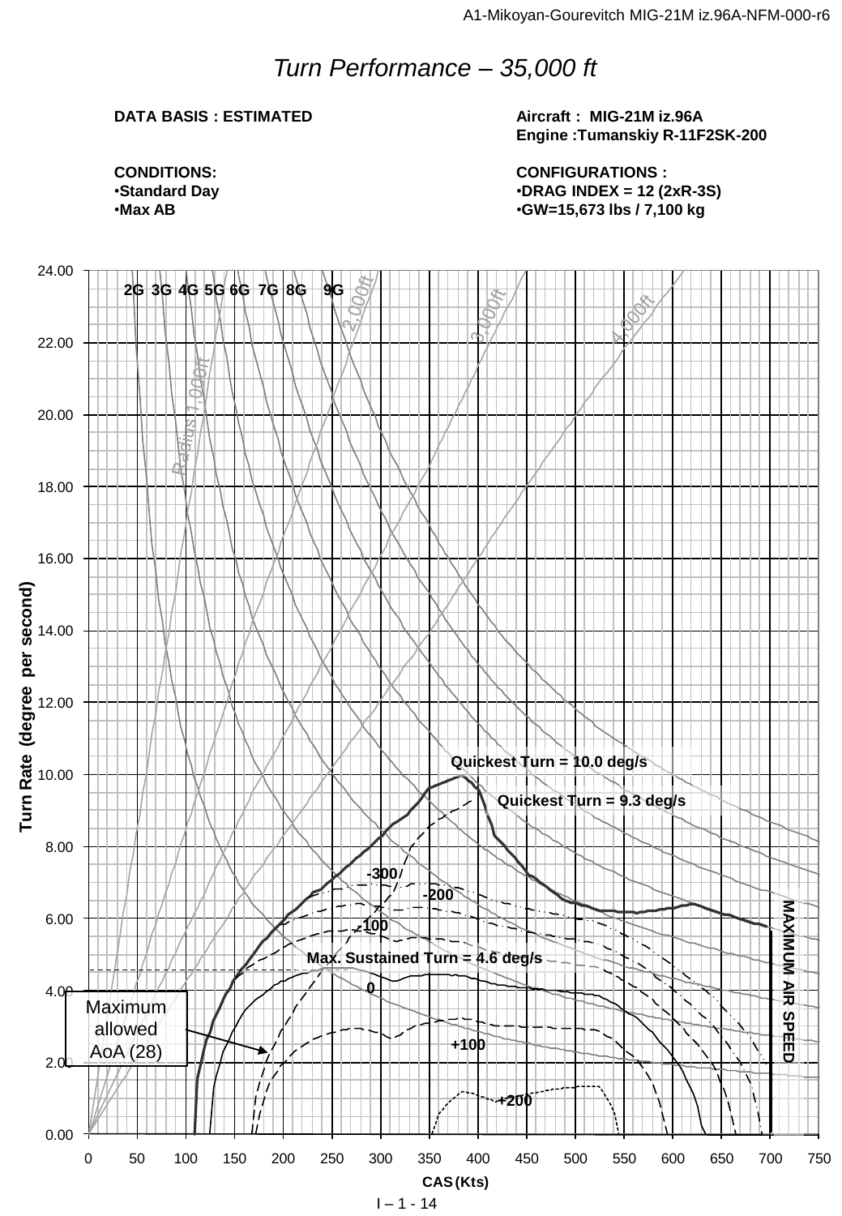# *Turn Performance – 35,000 ft*

**DATA BASIS : ESTIMATED**

**Aircraft : MIG-21M iz.96A**
**Engine :Tumanskiy R-11F2SK-200**

**CONDITIONS:**
- **Standard Day**
- **Max AB**

**CONFIGURATIONS :**
- **DRAG INDEX = 12 (2xR-3S)**
- **GW=15,673 lbs / 7,100 kg**

2G 3G 4G 5G 6G 7G 8G 9G

Radius 1,000ft 2,000ft 3,000ft 4,000ft

Quickest Turn = 10.0 deg/s

Quickest Turn = 9.3 deg/s

-300

-200

-100

Max. Sustained Turn = 4.6 deg/s

0

+100

+200

Maximum allowed AoA (28)

MAXIMUM AIR SPEED

Turn Rate (degree per second)

CAS (Kts)

I – 1 - 14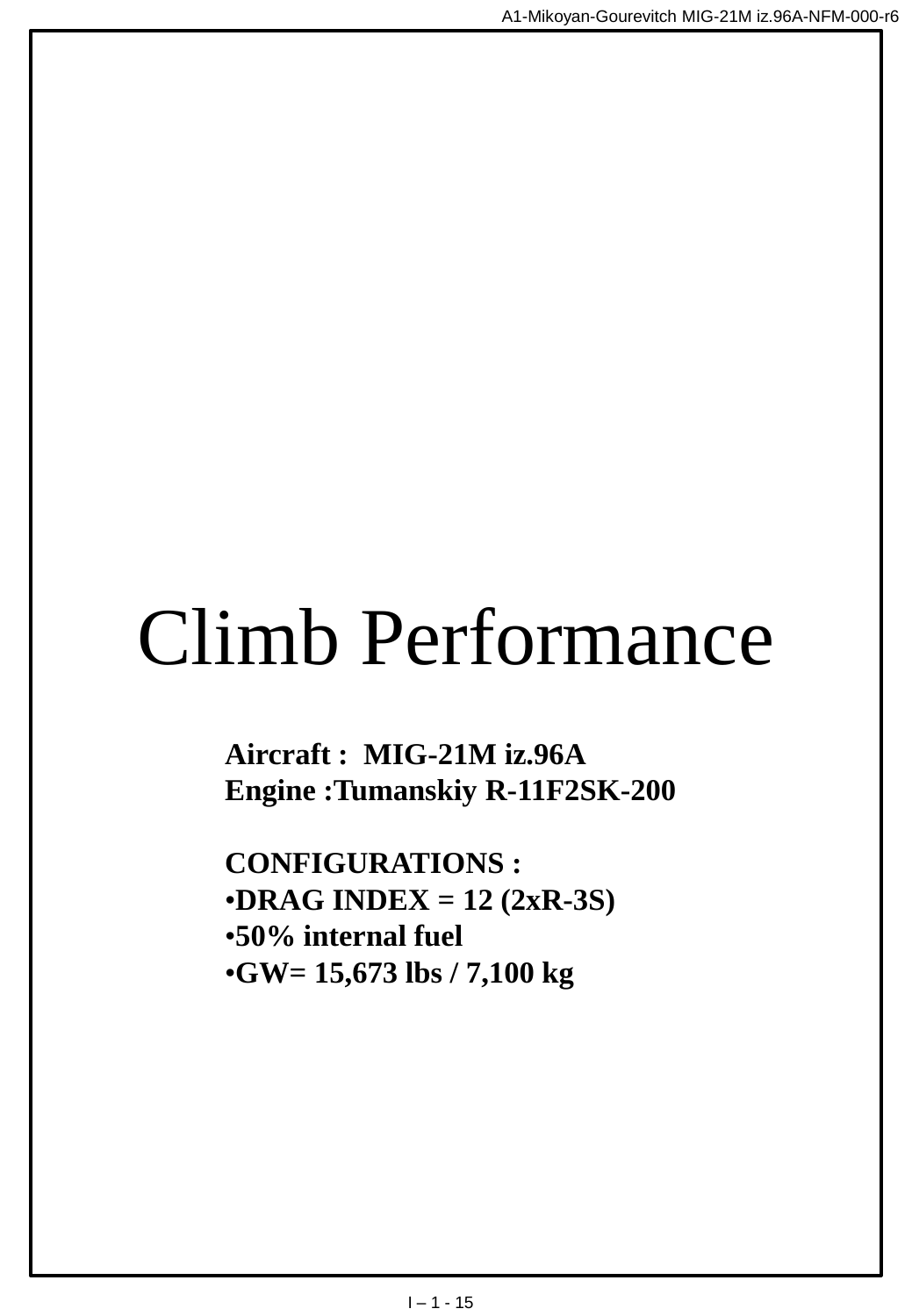# Climb Performance

**Aircraft : MIG-21M iz.96A**
**Engine :Tumanskiy R-11F2SK-200**

**CONFIGURATIONS :**

- **DRAG INDEX = 12 (2xR-3S)**
- **50% internal fuel**
- **GW= 15,673 lbs / 7,100 kg**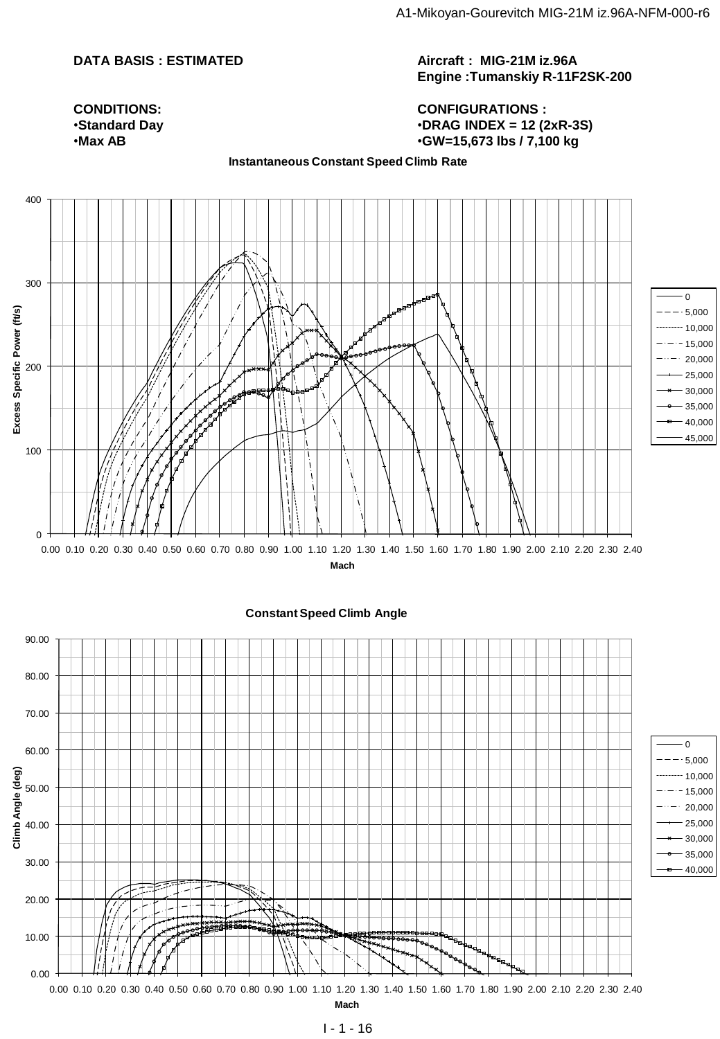**DATA BASIS : ESTIMATED**

**Aircraft : MIG-21M iz.96A**
**Engine :Tumanskiy R-11F2SK-200**

**CONDITIONS:**
- **Standard Day**
- **Max AB**

**CONFIGURATIONS :**
- **DRAG INDEX = 12 (2xR-3S)**
- **GW=15,673 lbs / 7,100 kg**

**Instantaneous Constant Speed Climb Rate**

Excess Specific Power (ft/s) vs. Mach

Legend: 0, 5,000, 10,000, 15,000, 20,000, 25,000, 30,000, 35,000, 40,000, 45,000

**Constant Speed Climb Angle**

Climb Angle (deg) vs. Mach

Legend: 0, 5,000, 10,000, 15,000, 20,000, 25,000, 30,000, 35,000, 40,000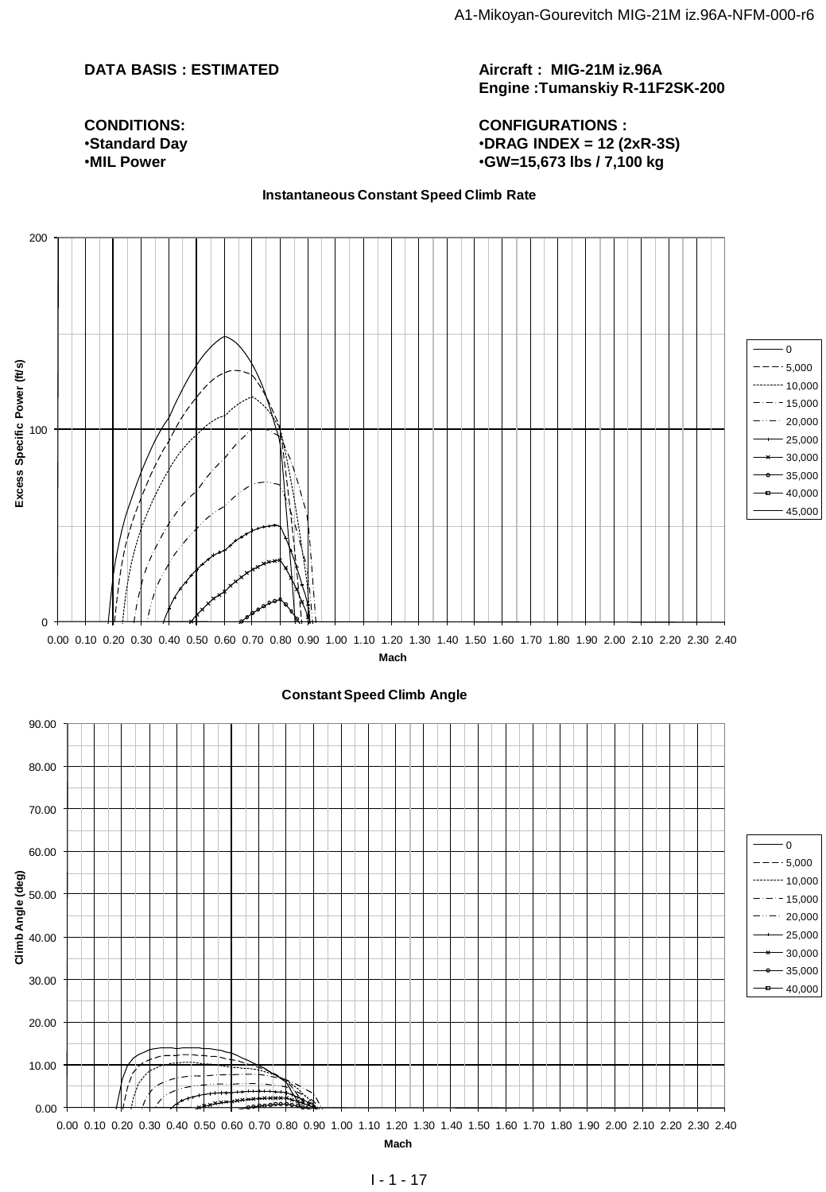**DATA BASIS : ESTIMATED**

**Aircraft : MIG-21M iz.96A**
**Engine :Tumanskiy R-11F2SK-200**

**CONDITIONS:**
- **Standard Day**
- **MIL Power**

**CONFIGURATIONS :**
- **DRAG INDEX = 12 (2xR-3S)**
- **GW=15,673 lbs / 7,100 kg**

**Instantaneous Constant Speed Climb Rate**

Excess Specific Power (ft/s) vs. Mach

Legend: 0, 5,000, 10,000, 15,000, 20,000, 25,000, 30,000, 35,000, 40,000, 45,000

**Constant Speed Climb Angle**

Climb Angle (deg) vs. Mach

Legend: 0, 5,000, 10,000, 15,000, 20,000, 25,000, 30,000, 35,000, 40,000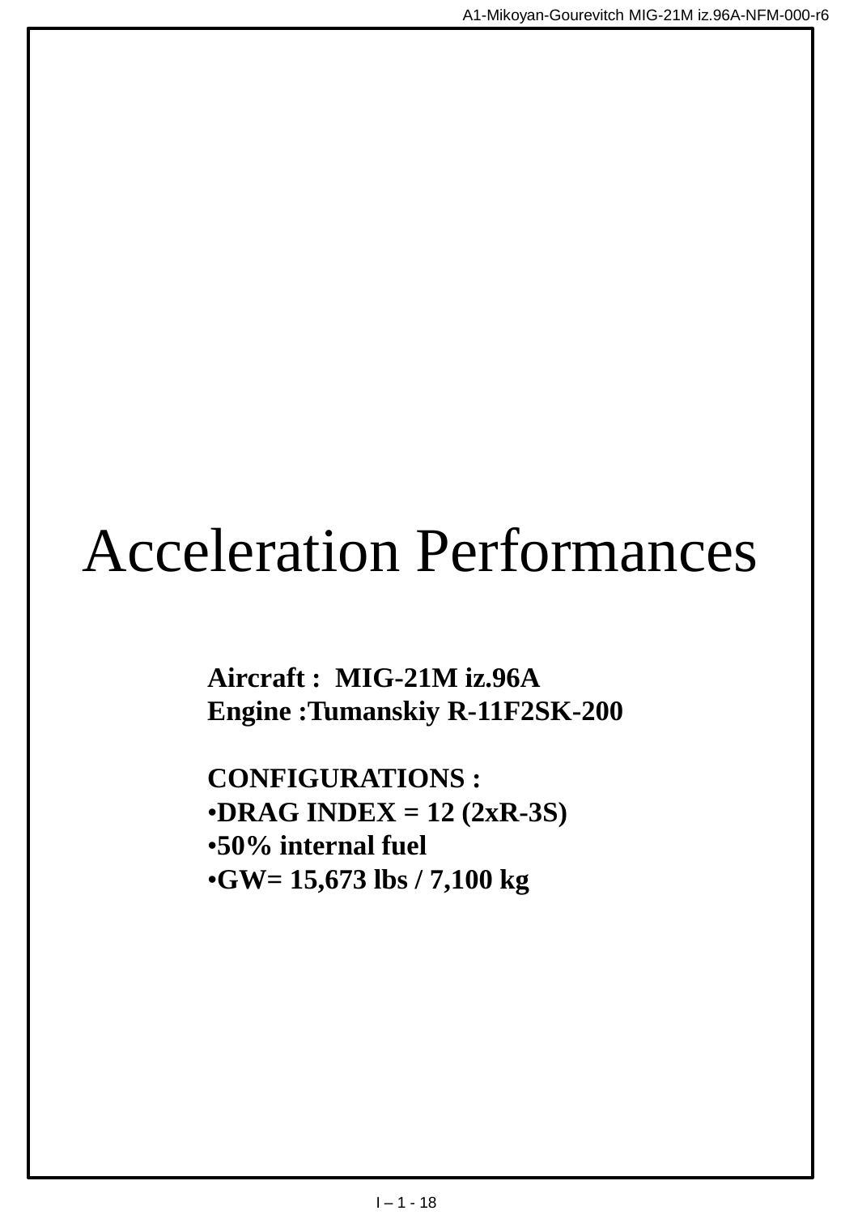# Acceleration Performances

**Aircraft : MIG-21M iz.96A**
**Engine :Tumanskiy R-11F2SK-200**

**CONFIGURATIONS :**

- **DRAG INDEX = 12 (2xR-3S)**
- **50% internal fuel**
- **GW= 15,673 lbs / 7,100 kg**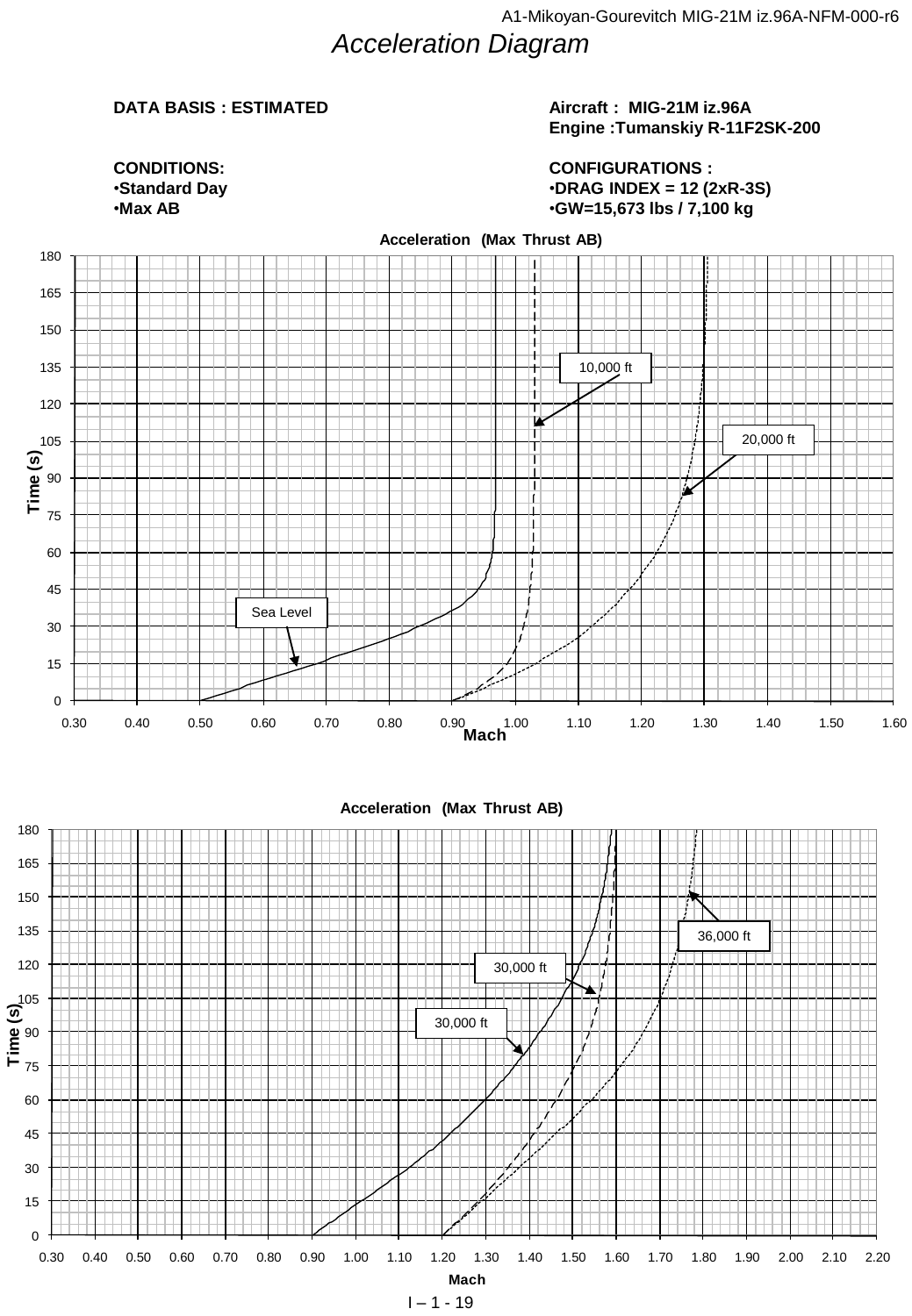# Acceleration Diagram

**DATA BASIS : ESTIMATED**

**Aircraft : MIG-21M iz.96A**
**Engine :Tumanskiy R-11F2SK-200**

**CONDITIONS:**
- **Standard Day**
- **Max AB**

**CONFIGURATIONS :**
- **DRAG INDEX = 12 (2xR-3S)**
- **GW=15,673 lbs / 7,100 kg**

**Acceleration (Max Thrust AB)**

Time (s) vs Mach — curves: Sea Level, 10,000 ft, 20,000 ft

**Acceleration (Max Thrust AB)**

Time (s) vs Mach — curves: 30,000 ft, 30,000 ft, 36,000 ft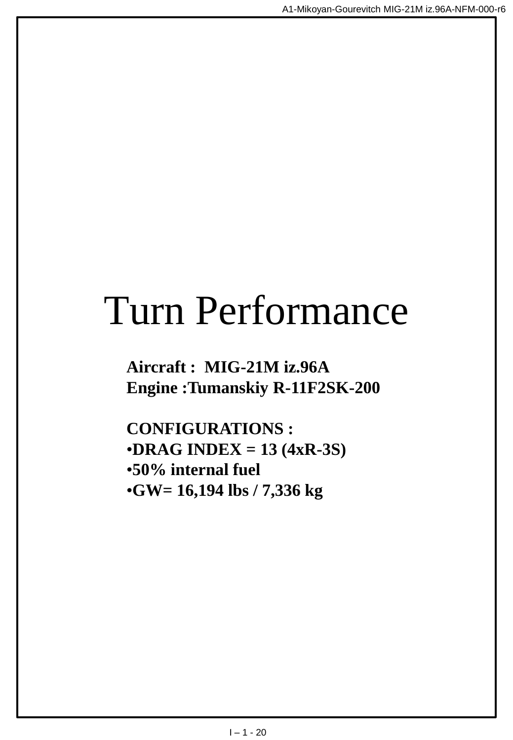# Turn Performance

**Aircraft : MIG-21M iz.96A**
**Engine :Tumanskiy R-11F2SK-200**

**CONFIGURATIONS :**

- **DRAG INDEX = 13 (4xR-3S)**
- **50% internal fuel**
- **GW= 16,194 lbs / 7,336 kg**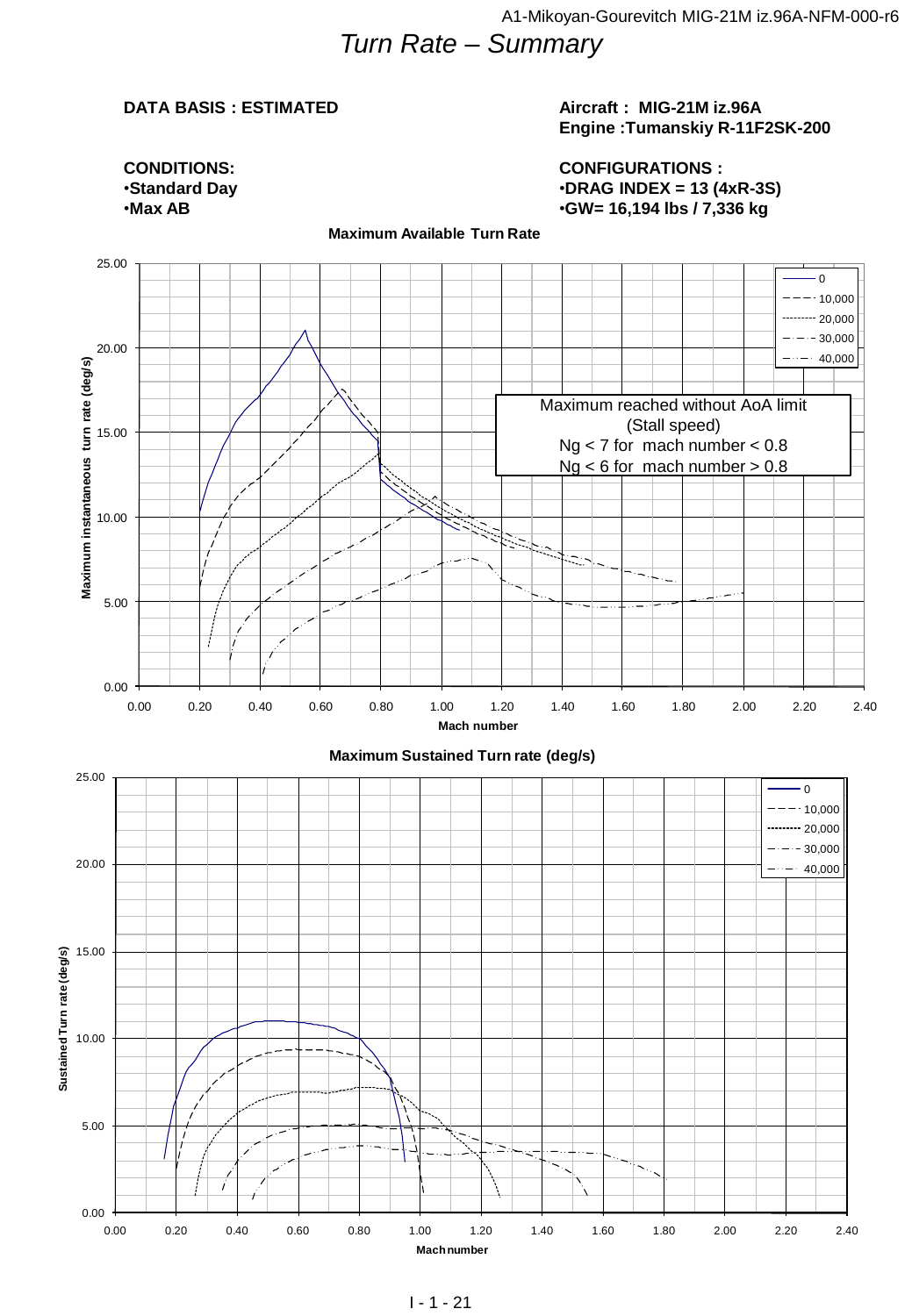# Turn Rate – Summary

**DATA BASIS : ESTIMATED**

**Aircraft : MIG-21M iz.96A**
**Engine :Tumanskiy R-11F2SK-200**

**CONDITIONS:**
- **Standard Day**
- **Max AB**

**CONFIGURATIONS :**
- **DRAG INDEX = 13 (4xR-3S)**
- **GW= 16,194 lbs / 7,336 kg**

**Maximum Available Turn Rate**

Legend: 0, 10,000, 20,000, 30,000, 40,000

Y-axis: Maximum instantaneous turn rate (deg/s) — 0.00 to 25.00
X-axis: Mach number — 0.00 to 2.40

Maximum reached without AoA limit (Stall speed)
Ng < 7 for mach number < 0.8
Ng < 6 for mach number > 0.8

**Maximum Sustained Turn rate (deg/s)**

Legend: 0, 10,000, 20,000, 30,000, 40,000

Y-axis: Sustained Turn rate (deg/s) — 0.00 to 25.00
X-axis: Mach number — 0.00 to 2.40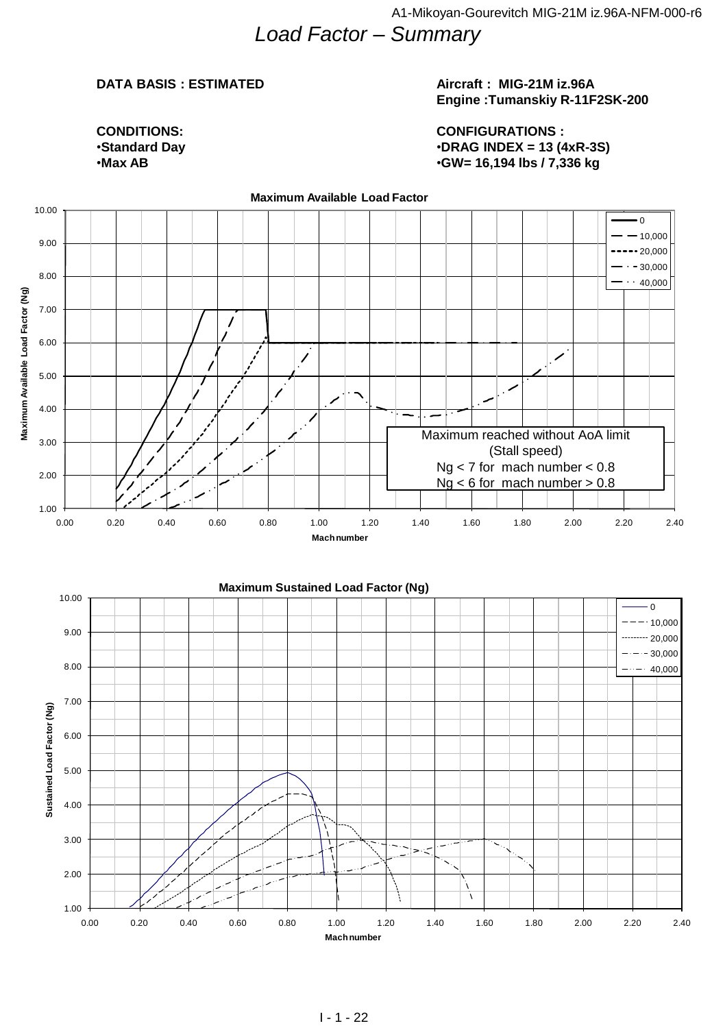# Load Factor – Summary

**DATA BASIS : ESTIMATED**

**Aircraft : MIG-21M iz.96A**
**Engine :Tumanskiy R-11F2SK-200**

**CONDITIONS:**
- **Standard Day**
- **Max AB**

**CONFIGURATIONS :**
- **DRAG INDEX = 13 (4xR-3S)**
- **GW= 16,194 lbs / 7,336 kg**

**Maximum Available Load Factor**

Legend: 0, 10,000, 20,000, 30,000, 40,000

Maximum reached without AoA limit
(Stall speed)
Ng < 7 for mach number < 0.8
Ng < 6 for mach number > 0.8

Y-axis: Maximum Available Load Factor (Ng)
X-axis: Mach number

**Maximum Sustained Load Factor (Ng)**

Legend: 0, 10,000, 20,000, 30,000, 40,000

Y-axis: Sustained Load Factor (Ng)
X-axis: Mach number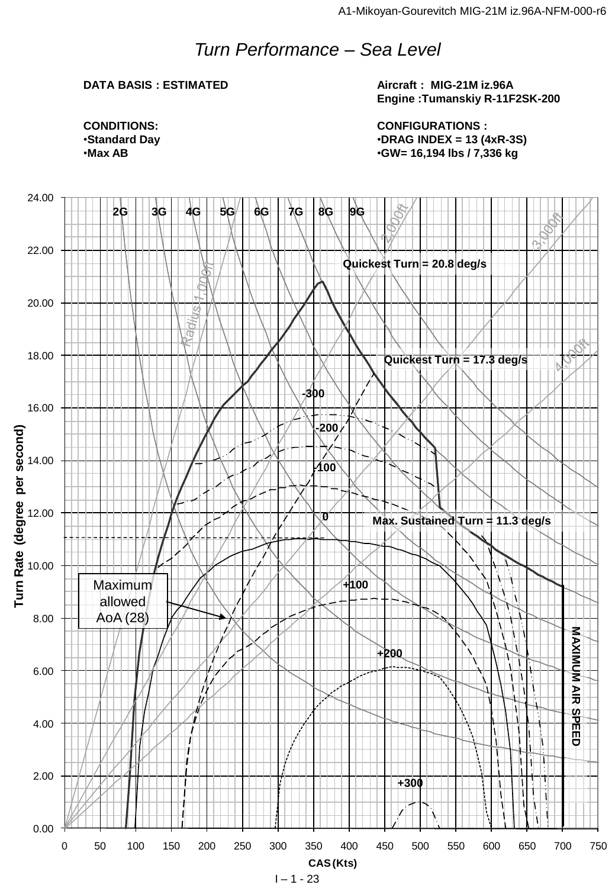# *Turn Performance – Sea Level*

**DATA BASIS : ESTIMATED**

**Aircraft : MIG-21M iz.96A**
**Engine :Tumanskiy R-11F2SK-200**

**CONDITIONS:**
- **Standard Day**
- **Max AB**

**CONFIGURATIONS :**
- **DRAG INDEX = 13 (4xR-3S)**
- **GW= 16,194 lbs / 7,336 kg**

2G 3G 4G 5G 6G 7G 8G 9G

Radius 1,000ft 2,000ft 3,000ft 4,000ft

Quickest Turn = 20.8 deg/s

Quickest Turn = 17.3 deg/s

Max. Sustained Turn = 11.3 deg/s

-300 -200 -100 0 +100 +200 +300

Maximum allowed AoA (28)

MAXIMUM AIR SPEED

Turn Rate (degree per second)

CAS (Kts)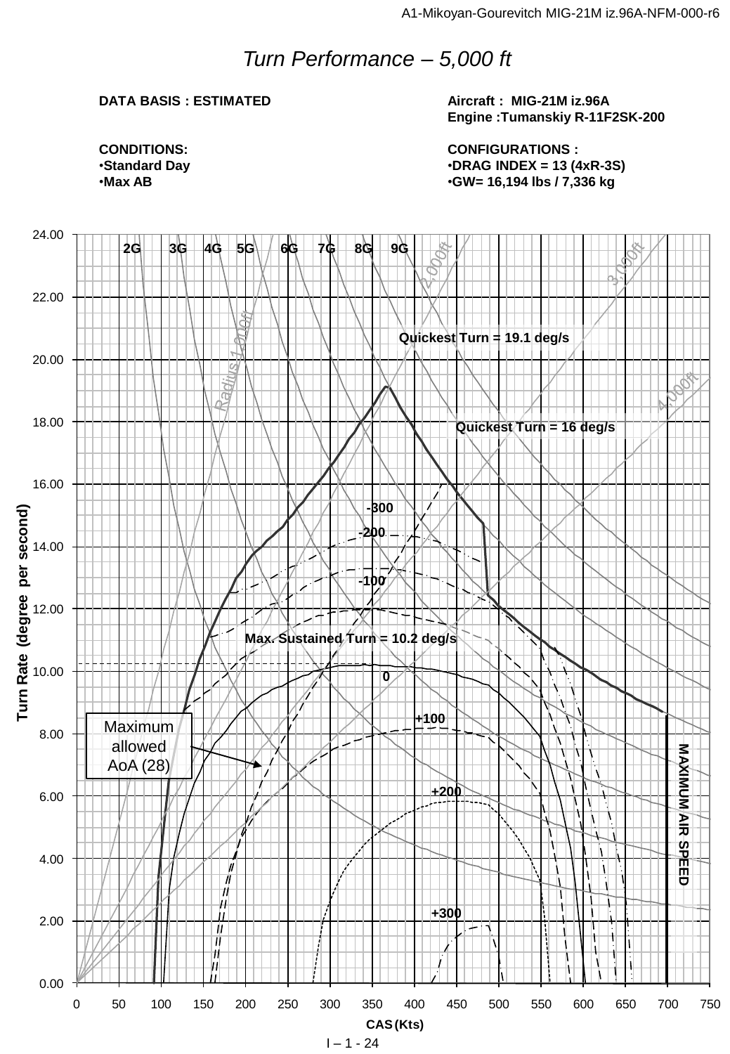# Turn Performance – 5,000 ft

**DATA BASIS : ESTIMATED**

**Aircraft : MIG-21M iz.96A**
**Engine :Tumanskiy R-11F2SK-200**

**CONDITIONS:**
- **Standard Day**
- **Max AB**

**CONFIGURATIONS :**
- **DRAG INDEX = 13 (4xR-3S)**
- **GW= 16,194 lbs / 7,336 kg**

2G 3G 4G 5G 6G 7G 8G 9G

Radius 1,000ft 2,000ft 3,000ft 4,000ft

Quickest Turn = 19.1 deg/s

Quickest Turn = 16 deg/s

-300 -200 -100 0 +100 +200 +300

Max. Sustained Turn = 10.2 deg/s

Maximum allowed AoA (28)

MAXIMUM AIR SPEED

Turn Rate (degree per second)

CAS (Kts)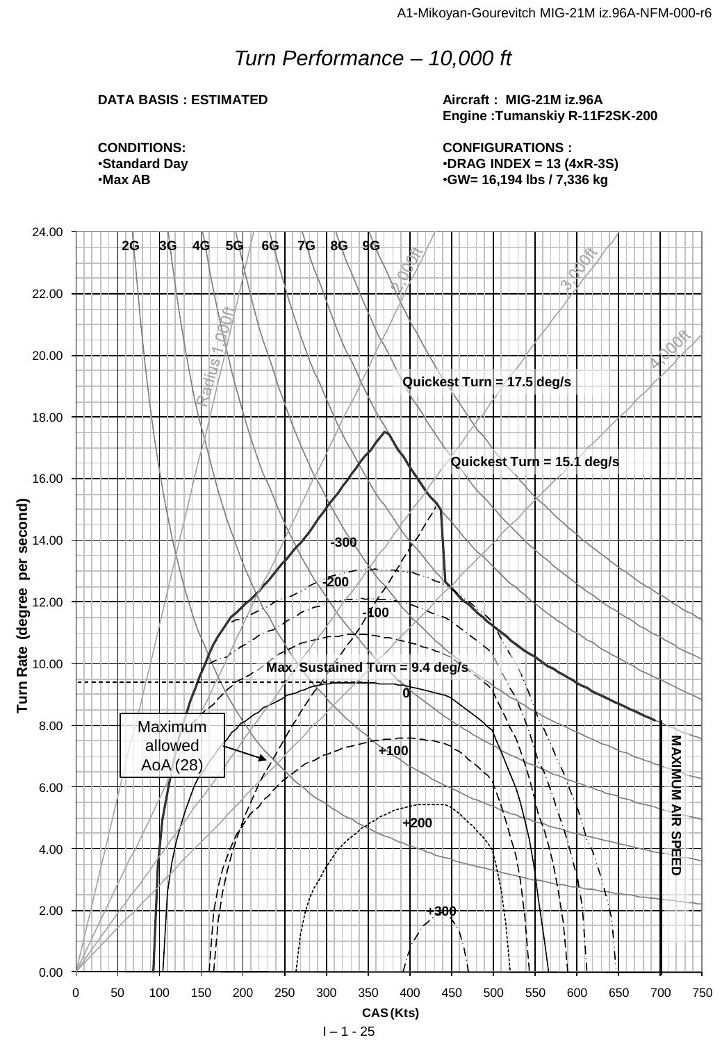# Turn Performance – 10,000 ft

**DATA BASIS : ESTIMATED**

**Aircraft : MIG-21M iz.96A**
**Engine :Tumanskiy R-11F2SK-200**

**CONDITIONS:**
- **Standard Day**
- **Max AB**

**CONFIGURATIONS :**
- **DRAG INDEX = 13 (4xR-3S)**
- **GW= 16,194 lbs / 7,336 kg**

2G 3G 4G 5G 6G 7G 8G 9G

Radius 1,000ft 2,000ft 3,000ft 4,000ft

Quickest Turn = 17.5 deg/s

Quickest Turn = 15.1 deg/s

Max. Sustained Turn = 9.4 deg/s

-300 -200 -100 0 +100 +200 +300

Maximum allowed AoA (28)

MAXIMUM AIR SPEED

Turn Rate (degree per second)

CAS (Kts)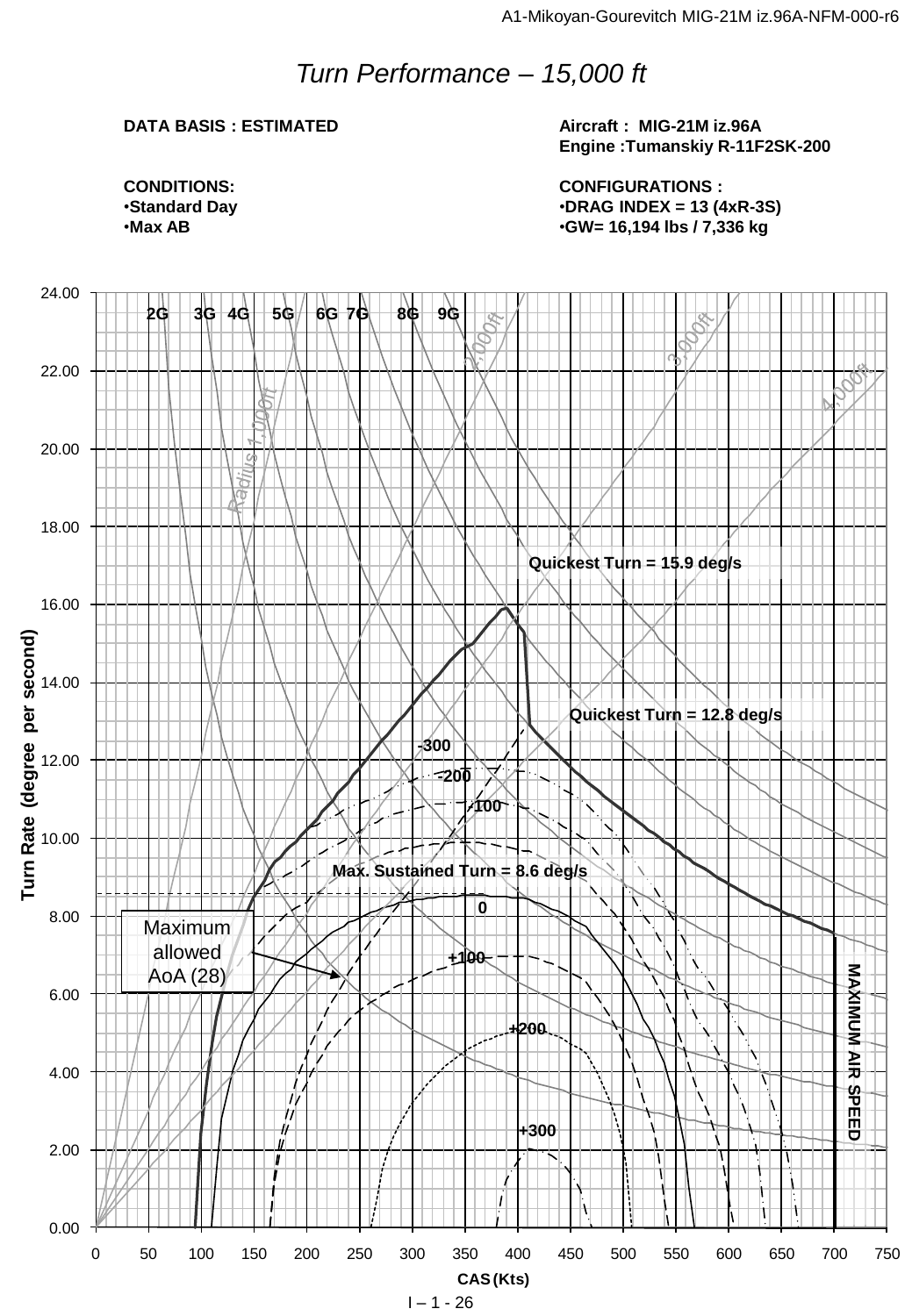# *Turn Performance – 15,000 ft*

**DATA BASIS : ESTIMATED**

**Aircraft : MIG-21M iz.96A**
**Engine :Tumanskiy R-11F2SK-200**

**CONDITIONS:**

- **Standard Day**
- **Max AB**

**CONFIGURATIONS :**

- **DRAG INDEX = 13 (4xR-3S)**
- **GW= 16,194 lbs / 7,336 kg**

2G 3G 4G 5G 6G 7G 8G 9G

Radius 1,000ft 2,000ft 3,000ft 4,000ft

Quickest Turn = 15.9 deg/s

Quickest Turn = 12.8 deg/s

-300 -200 -100

Max. Sustained Turn = 8.6 deg/s

0 +100 +200 +300

Maximum allowed AoA (28)

MAXIMUM AIR SPEED

Turn Rate (degree per second)

CAS (Kts)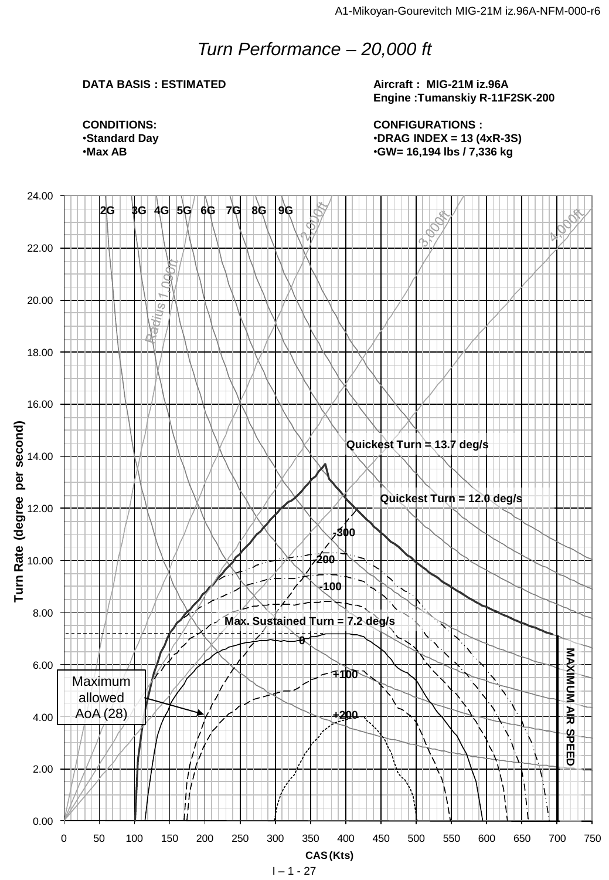# *Turn Performance – 20,000 ft*

**DATA BASIS : ESTIMATED**

**Aircraft : MIG-21M iz.96A**
**Engine :Tumanskiy R-11F2SK-200**

**CONDITIONS:**
- **Standard Day**
- **Max AB**

**CONFIGURATIONS :**
- **DRAG INDEX = 13 (4xR-3S)**
- **GW= 16,194 lbs / 7,336 kg**

Turn Rate (degree per second): 0.00, 2.00, 4.00, 6.00, 8.00, 10.00, 12.00, 14.00, 16.00, 18.00, 20.00, 22.00, 24.00

CAS (Kts): 0, 50, 100, 150, 200, 250, 300, 350, 400, 450, 500, 550, 600, 650, 700, 750

2G 3G 4G 5G 6G 7G 8G 9G

Radius 1,000ft, 2,000ft, 3,000ft, 4,000ft

Quickest Turn = 13.7 deg/s

Quickest Turn = 12.0 deg/s

-300, -200, -100, 0, +100, +200

Max. Sustained Turn = 7.2 deg/s

Maximum allowed AoA (28)

MAXIMUM AIR SPEED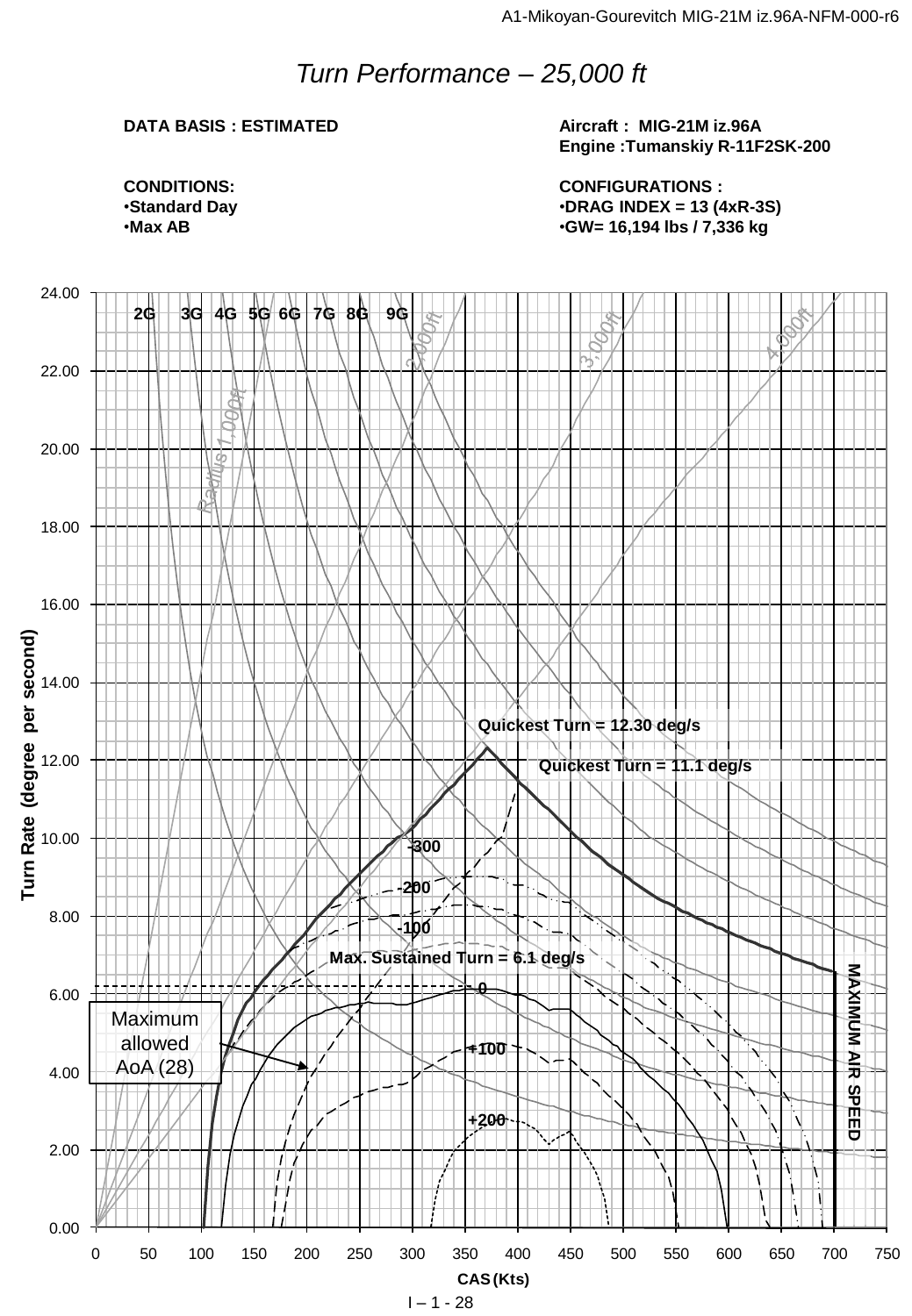# *Turn Performance – 25,000 ft*

**DATA BASIS : ESTIMATED**

**CONDITIONS:**
- **Standard Day**
- **Max AB**

**Aircraft : MIG-21M iz.96A**
**Engine :Tumanskiy R-11F2SK-200**

**CONFIGURATIONS :**
- **DRAG INDEX = 13 (4xR-3S)**
- **GW= 16,194 lbs / 7,336 kg**

2G 3G 4G 5G 6G 7G 8G 9G

Radius 1,000ft 2,000ft 3,000ft 4,000ft

Quickest Turn = 12.30 deg/s

Quickest Turn = 11.1 deg/s

-300

-200

-100

Max. Sustained Turn = 6.1 deg/s

0

+100

+200

Maximum allowed AoA (28)

MAXIMUM AIR SPEED

Turn Rate (degree per second)

CAS (Kts)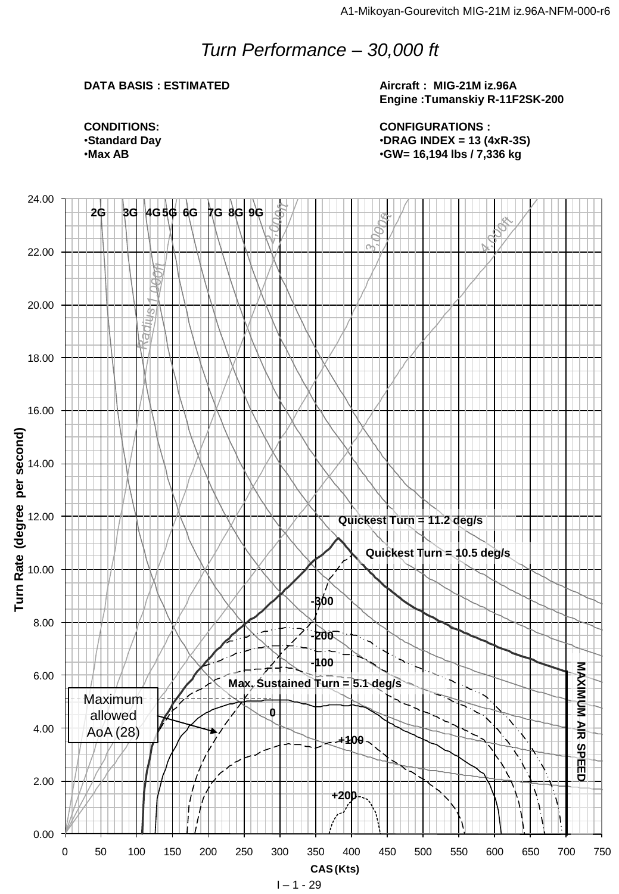# Turn Performance – 30,000 ft

**DATA BASIS : ESTIMATED**

**Aircraft : MIG-21M iz.96A**
**Engine :Tumanskiy R-11F2SK-200**

**CONDITIONS:**
- **Standard Day**
- **Max AB**

**CONFIGURATIONS :**
- **DRAG INDEX = 13 (4xR-3S)**
- **GW= 16,194 lbs / 7,336 kg**

Turn Rate (degree per second) — 0.00 to 24.00

CAS (Kts) — 0 to 750

2G 3G 4G 5G 6G 7G 8G 9G

Radius 1,000ft, 2,000ft, 3,000ft, 4,000ft

Quickest Turn = 11.2 deg/s

Quickest Turn = 10.5 deg/s

-300

-200

-100

Max. Sustained Turn = 5.1 deg/s

0

+100

+200

Maximum allowed AoA (28)

MAXIMUM AIR SPEED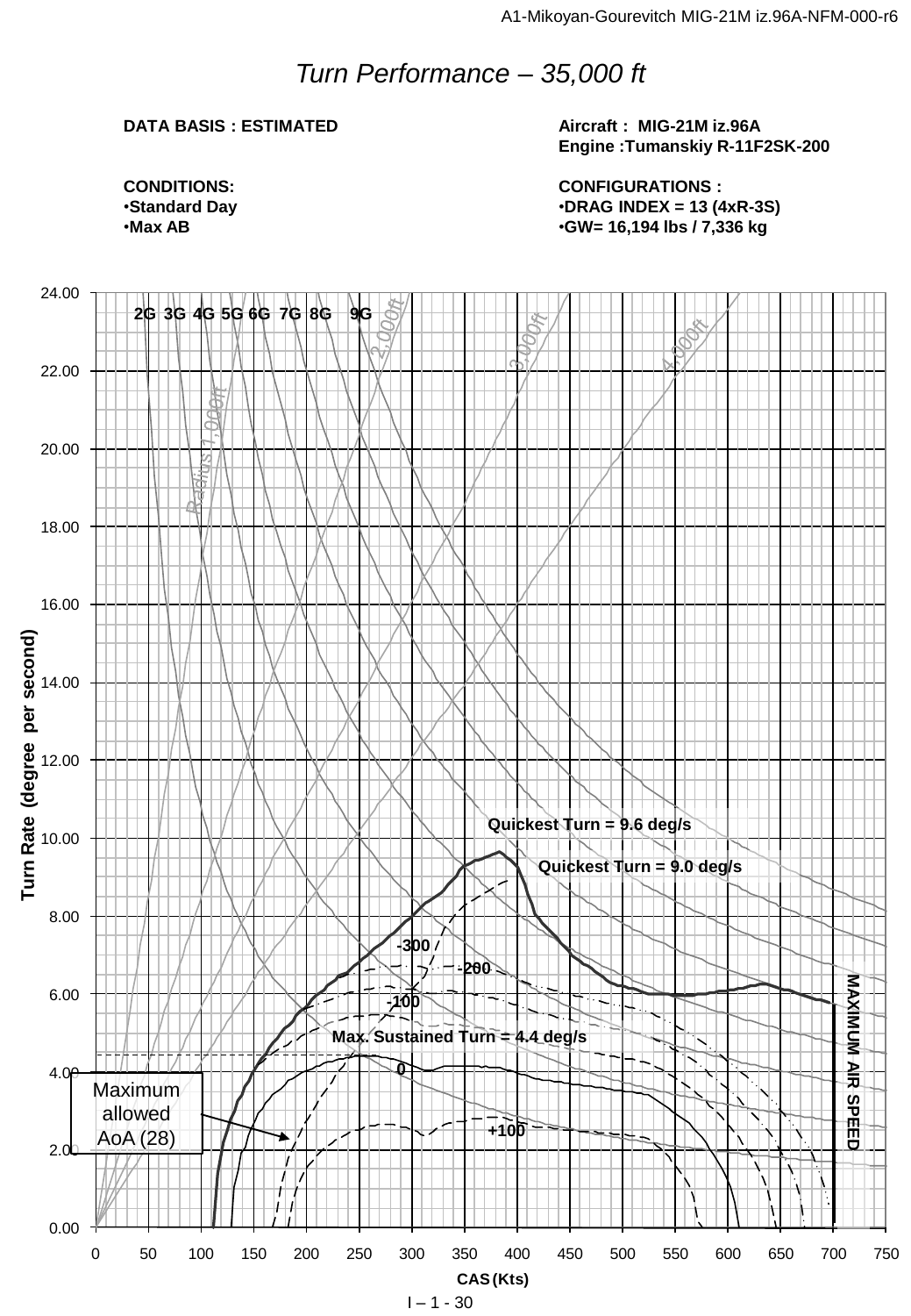# *Turn Performance – 35,000 ft*

**DATA BASIS : ESTIMATED**

**Aircraft : MIG-21M iz.96A**
**Engine :Tumanskiy R-11F2SK-200**

**CONDITIONS:**
- **Standard Day**
- **Max AB**

**CONFIGURATIONS :**
- **DRAG INDEX = 13 (4xR-3S)**
- **GW= 16,194 lbs / 7,336 kg**

2G 3G 4G 5G 6G 7G 8G 9G

Radius 1,000ft 2,000ft 3,000ft 4,000ft

Quickest Turn = 9.6 deg/s

Quickest Turn = 9.0 deg/s

-300

-200

-100

Max. Sustained Turn = 4.4 deg/s

0

+100

Maximum allowed AoA (28)

MAXIMUM AIR SPEED

Turn Rate (degree per second)

CAS (Kts)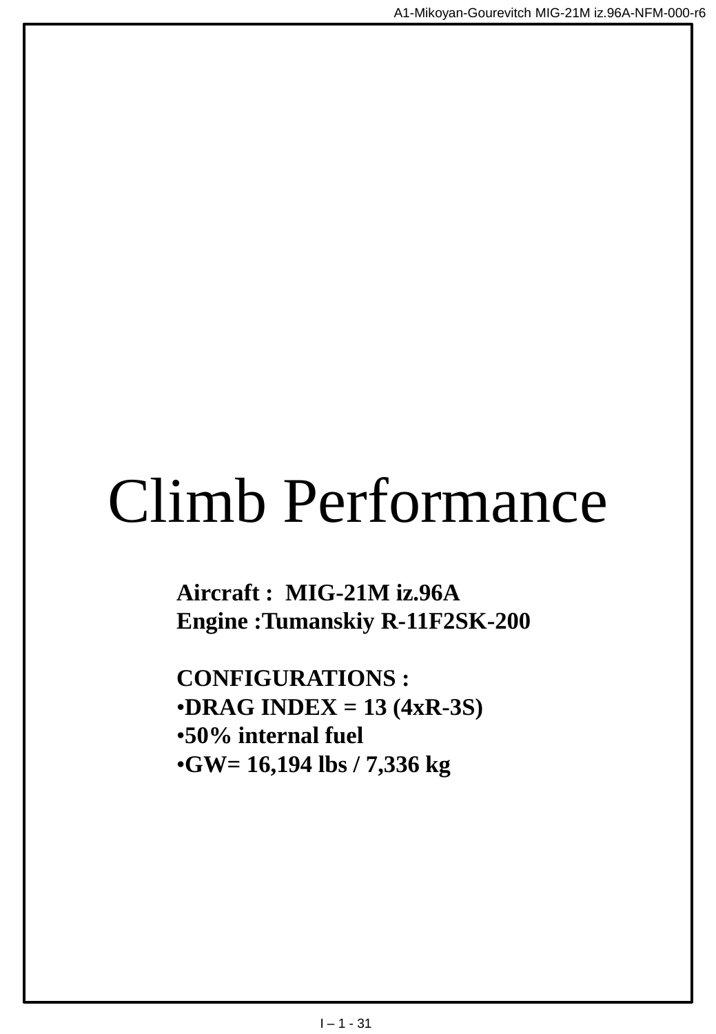# Climb Performance

**Aircraft : MIG-21M iz.96A**
**Engine :Tumanskiy R-11F2SK-200**

**CONFIGURATIONS :**

- **DRAG INDEX = 13 (4xR-3S)**
- **50% internal fuel**
- **GW= 16,194 lbs / 7,336 kg**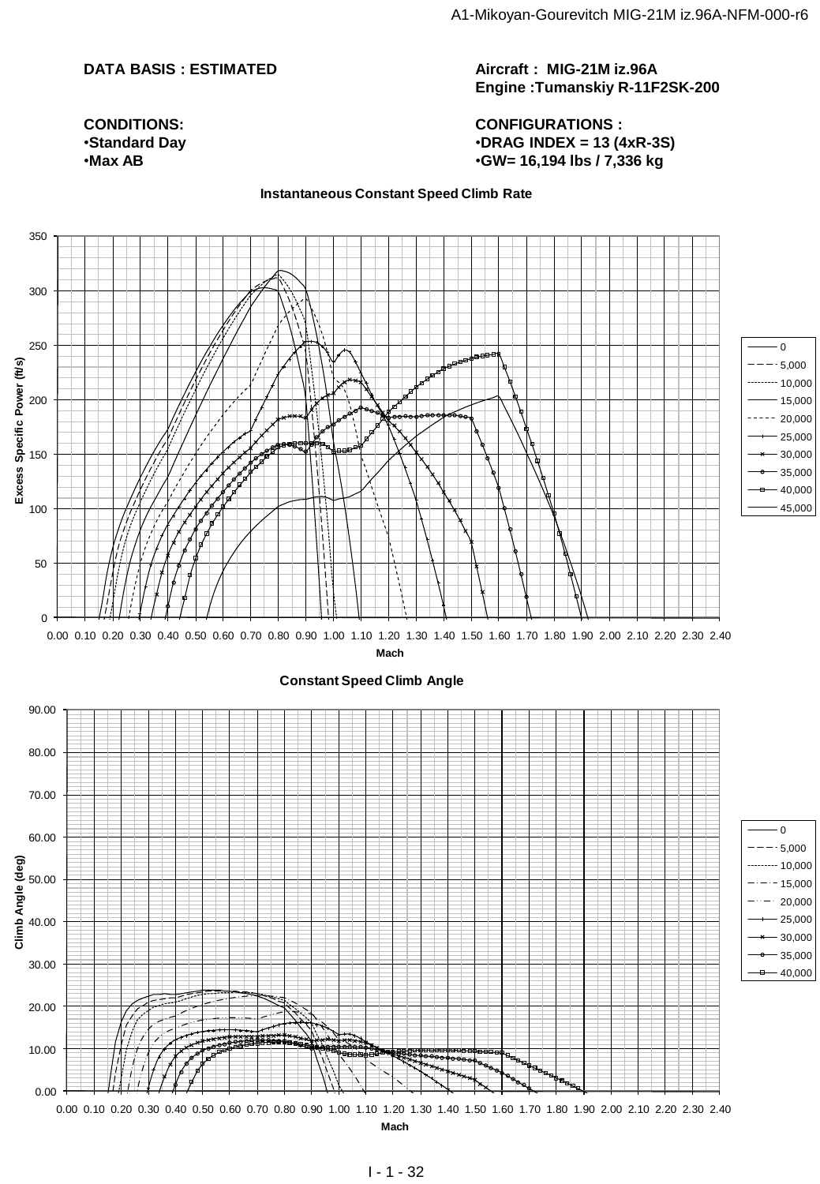**DATA BASIS : ESTIMATED**

**Aircraft : MIG-21M iz.96A**
**Engine :Tumanskiy R-11F2SK-200**

**CONDITIONS:**
- **Standard Day**
- **Max AB**

**CONFIGURATIONS :**
- **DRAG INDEX = 13 (4xR-3S)**
- **GW= 16,194 lbs / 7,336 kg**

**Instantaneous Constant Speed Climb Rate**

Excess Specific Power (ft/s) vs. Mach — curves for 0, 5,000, 10,000, 15,000, 20,000, 25,000, 30,000, 35,000, 40,000, 45,000

**Constant Speed Climb Angle**

Climb Angle (deg) vs. Mach — curves for 0, 5,000, 10,000, 15,000, 20,000, 25,000, 30,000, 35,000, 40,000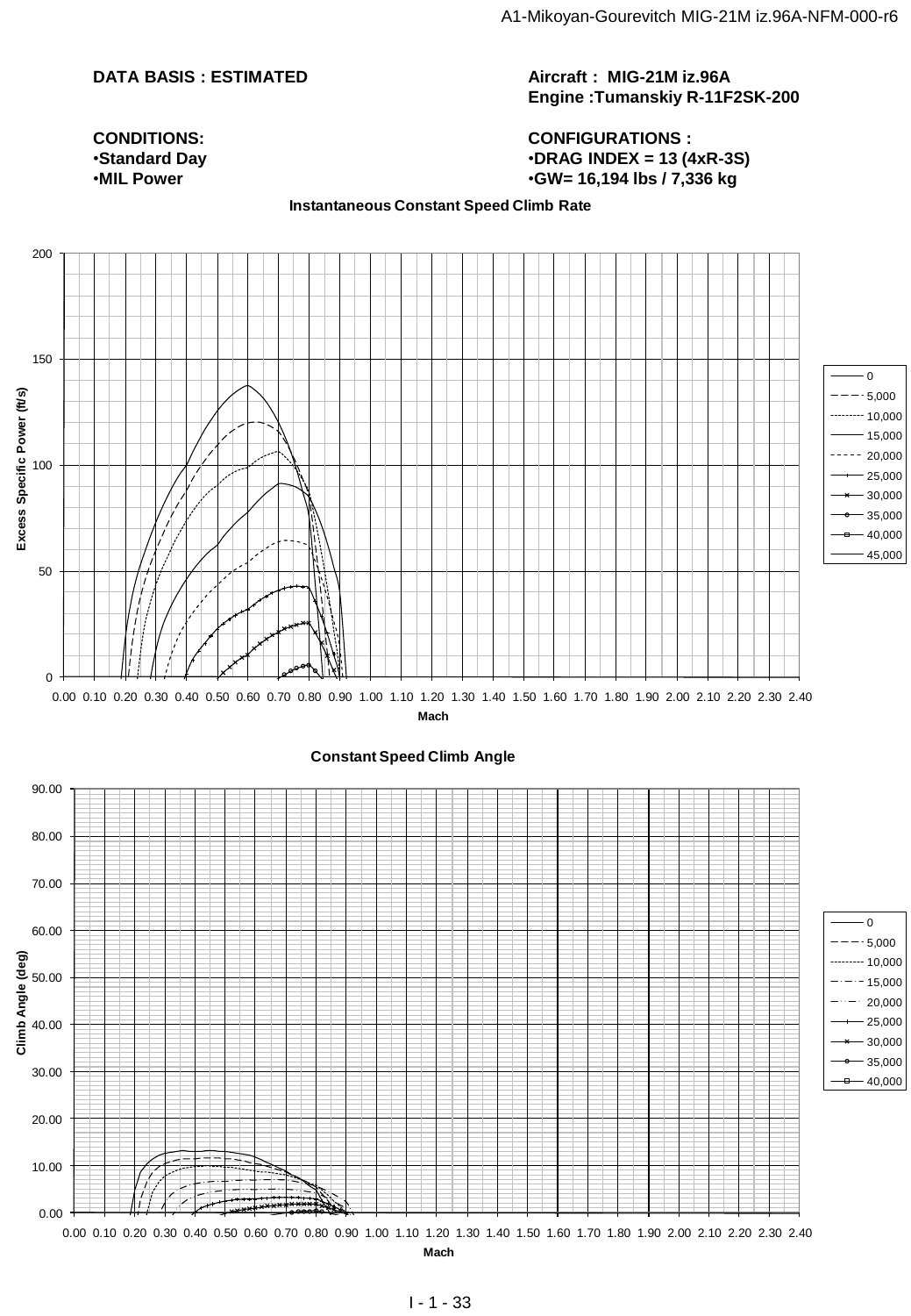**DATA BASIS : ESTIMATED**

**Aircraft : MIG-21M iz.96A**
**Engine :Tumanskiy R-11F2SK-200**

**CONDITIONS:**
- **Standard Day**
- **MIL Power**

**CONFIGURATIONS :**
- **DRAG INDEX = 13 (4xR-3S)**
- **GW= 16,194 lbs / 7,336 kg**

**Instantaneous Constant Speed Climb Rate**

**Constant Speed Climb Angle**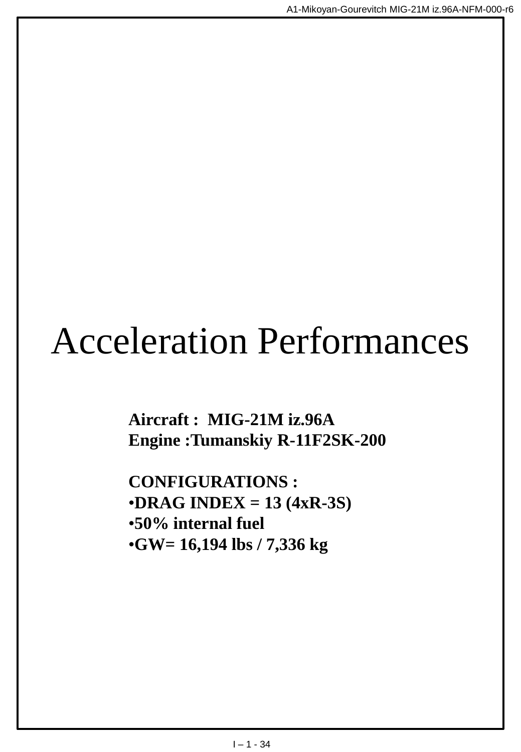# Acceleration Performances

**Aircraft : MIG-21M iz.96A**
**Engine :Tumanskiy R-11F2SK-200**

**CONFIGURATIONS :**

- **DRAG INDEX = 13 (4xR-3S)**
- **50% internal fuel**
- **GW= 16,194 lbs / 7,336 kg**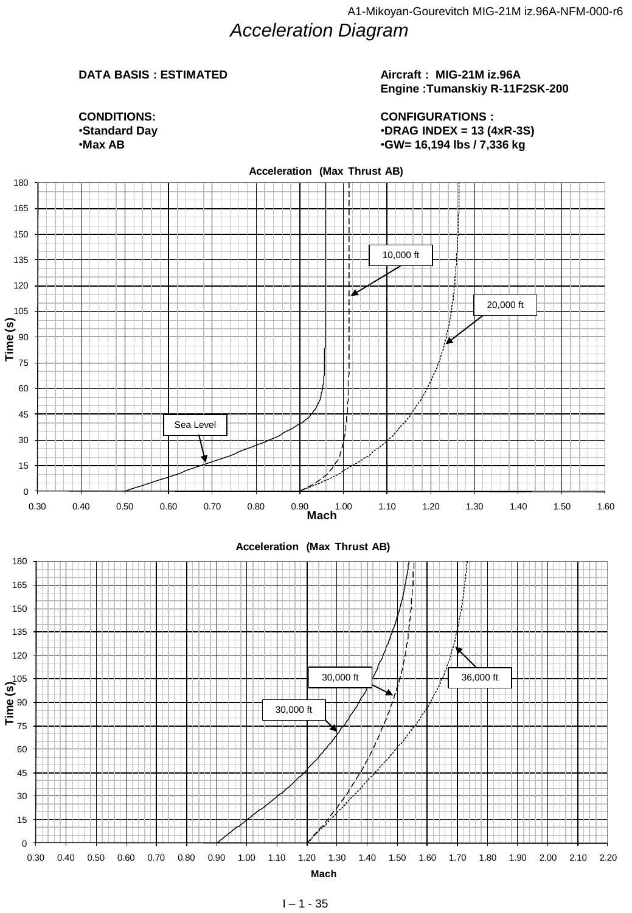# Acceleration Diagram

**DATA BASIS : ESTIMATED**

**Aircraft : MIG-21M iz.96A**
**Engine :Tumanskiy R-11F2SK-200**

**CONDITIONS:**
- **Standard Day**
- **Max AB**

**CONFIGURATIONS :**
- **DRAG INDEX = 13 (4xR-3S)**
- **GW= 16,194 lbs / 7,336 kg**

**Acceleration (Max Thrust AB)**

Time (s)

180
165
150
135
120
105
90
75
60
45
30
15
0

10,000 ft
20,000 ft
Sea Level

0.30 0.40 0.50 0.60 0.70 0.80 0.90 1.00 1.10 1.20 1.30 1.40 1.50 1.60

Mach

**Acceleration (Max Thrust AB)**

Time (s)

180
165
150
135
120
105
90
75
60
45
30
15
0

30,000 ft
36,000 ft
30,000 ft

0.30 0.40 0.50 0.60 0.70 0.80 0.90 1.00 1.10 1.20 1.30 1.40 1.50 1.60 1.70 1.80 1.90 2.00 2.10 2.20

Mach